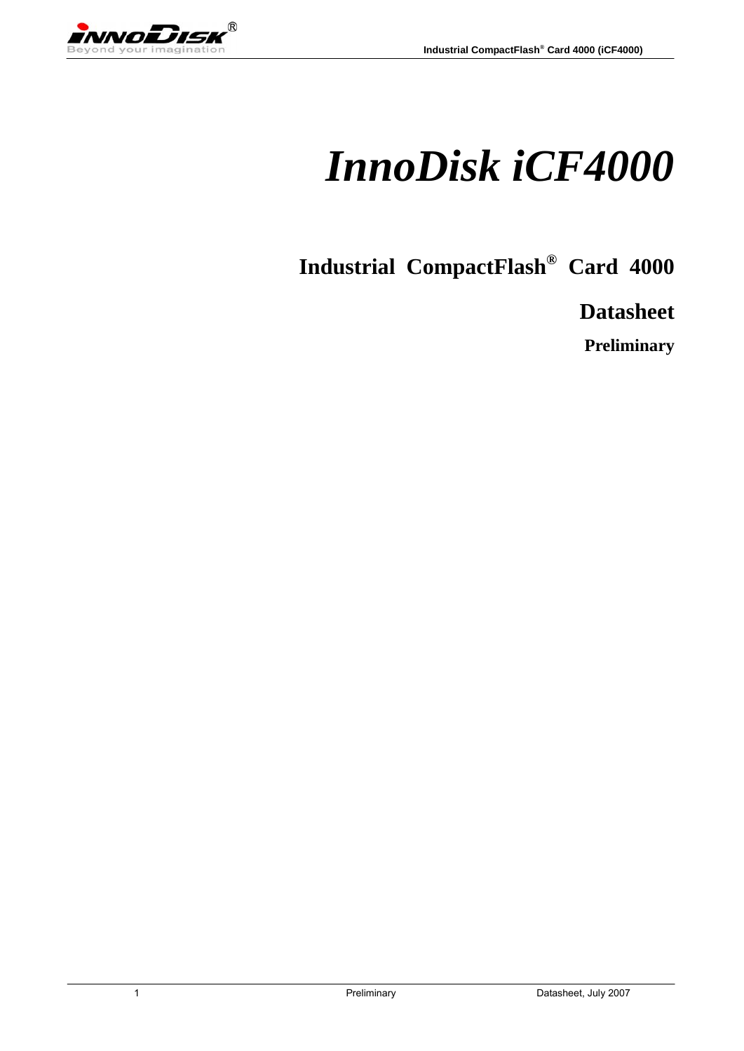# *InnoDisk iCF4000*

## Industrial CompactFlash® Card 4000

## Datasheet

### Preliminary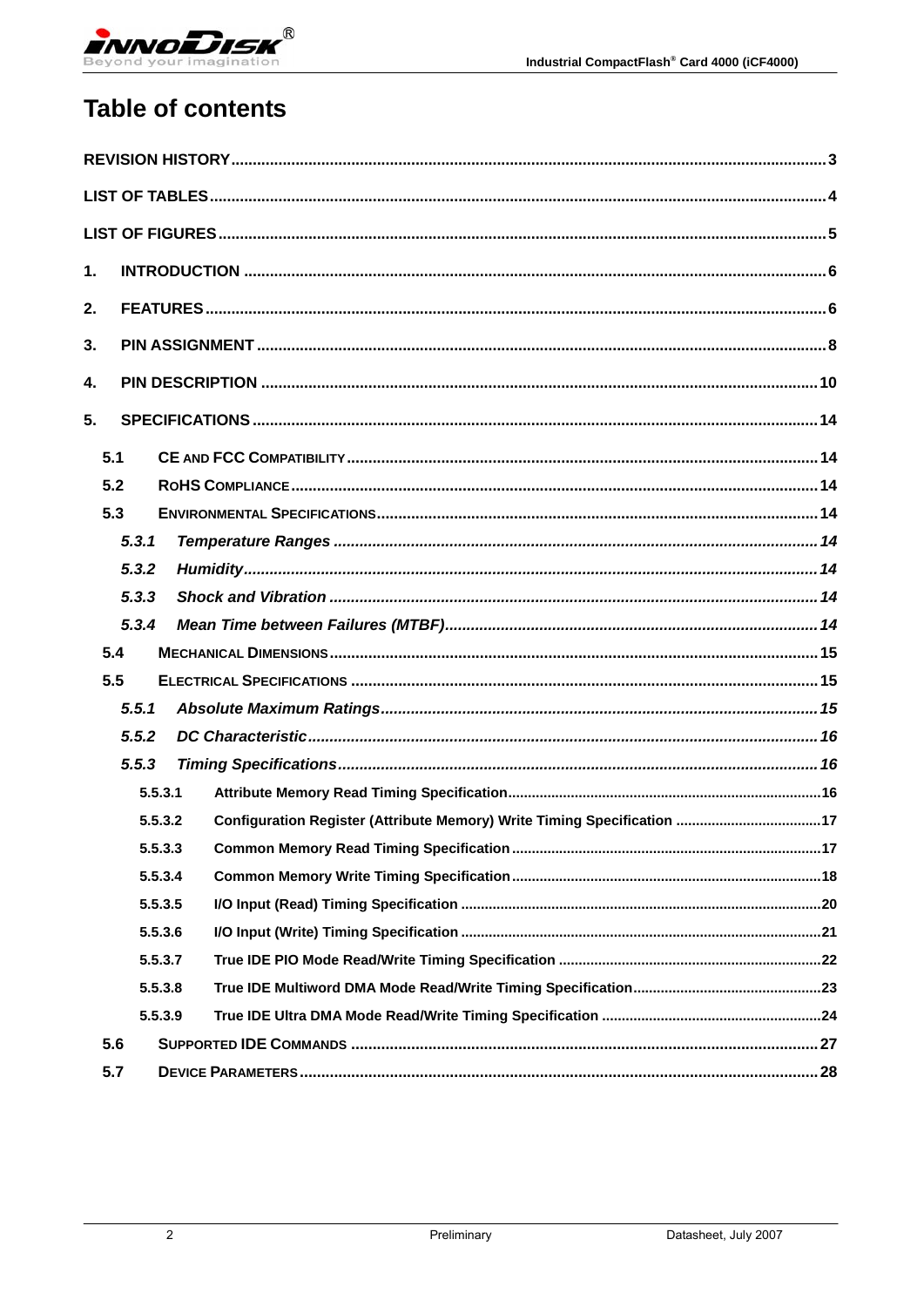# Table of contents

REVISION HISTORY ..... 3

LIST OF TABLES ..... 4

LIST OF FIGURES ..... 5

1. INTRODUCTION ..... 6

2. FEATURES ..... 6

3. PIN ASSIGNMENT ..... 8

4. PIN DESCRIPTION ..... 10

5. SPECIFICATIONS ..... 14

- 5.1 CE AND FCC COMPATIBILITY ..... 14
- 5.2 ROHS COMPLIANCE ..... 14
- 5.3 ENVIRONMENTAL SPECIFICATIONS ..... 14
  - *5.3.1 Temperature Ranges ..... 14*
  - *5.3.2 Humidity ..... 14*
  - *5.3.3 Shock and Vibration ..... 14*
  - *5.3.4 Mean Time between Failures (MTBF) ..... 14*
- 5.4 MECHANICAL DIMENSIONS ..... 15
- 5.5 ELECTRICAL SPECIFICATIONS ..... 15
  - *5.5.1 Absolute Maximum Ratings ..... 15*
  - *5.5.2 DC Characteristic ..... 16*
  - *5.5.3 Timing Specifications ..... 16*
    - 5.5.3.1 Attribute Memory Read Timing Specification ..... 16
    - 5.5.3.2 Configuration Register (Attribute Memory) Write Timing Specification ..... 17
    - 5.5.3.3 Common Memory Read Timing Specification ..... 17
    - 5.5.3.4 Common Memory Write Timing Specification ..... 18
    - 5.5.3.5 I/O Input (Read) Timing Specification ..... 20
    - 5.5.3.6 I/O Input (Write) Timing Specification ..... 21
    - 5.5.3.7 True IDE PIO Mode Read/Write Timing Specification ..... 22
    - 5.5.3.8 True IDE Multiword DMA Mode Read/Write Timing Specification ..... 23
    - 5.5.3.9 True IDE Ultra DMA Mode Read/Write Timing Specification ..... 24
- 5.6 SUPPORTED IDE COMMANDS ..... 27
- 5.7 DEVICE PARAMETERS ..... 28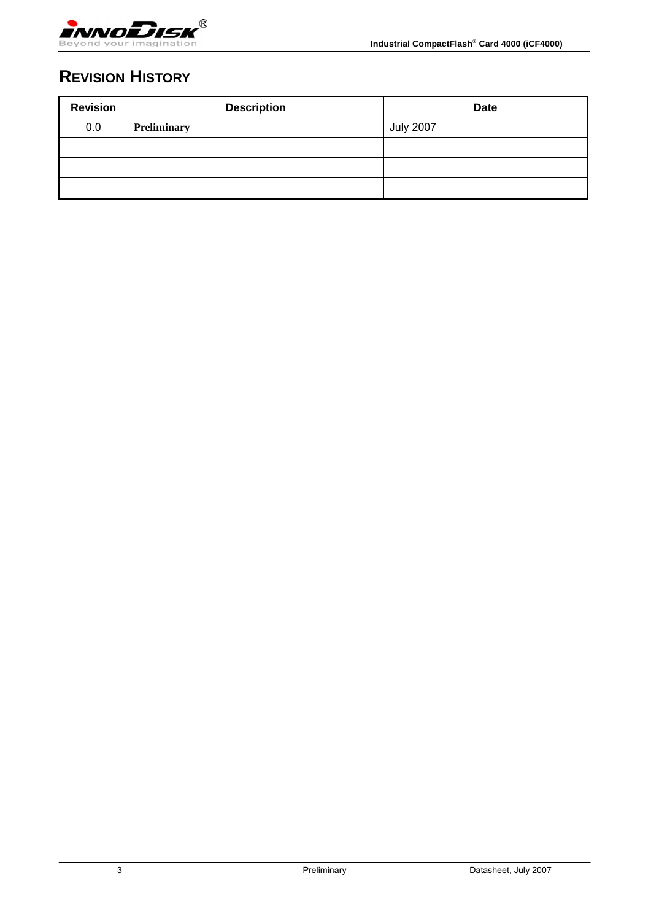# REVISION HISTORY

| Revision | Description | Date |
|---|---|---|
| 0.0 | **Preliminary** | July 2007 |
| | | |
| | | |
| | | |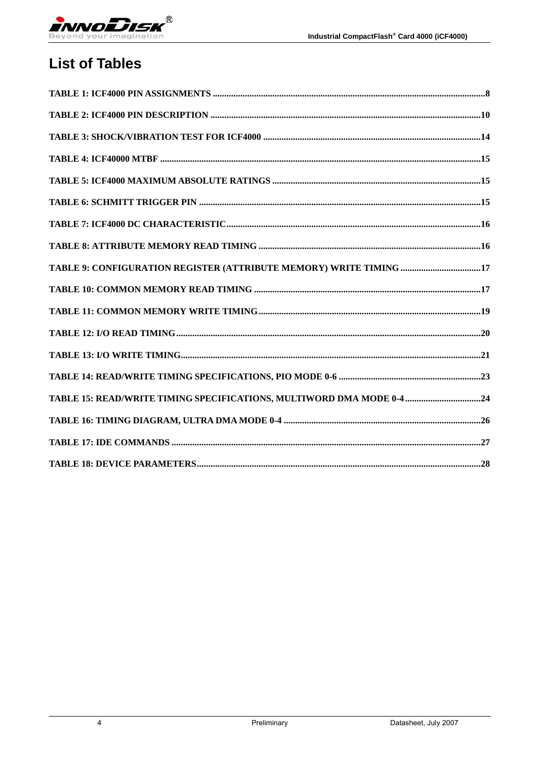# List of Tables

TABLE 1: ICF4000 PIN ASSIGNMENTS ....................................................................................................................8

TABLE 2: ICF4000 PIN DESCRIPTION ...................................................................................................................10

TABLE 3: SHOCK/VIBRATION TEST FOR ICF4000 ............................................................................................14

TABLE 4: ICF40000 MTBF .........................................................................................................................................15

TABLE 5: ICF4000 MAXIMUM ABSOLUTE RATINGS .........................................................................................15

TABLE 6: SCHMITT TRIGGER PIN ........................................................................................................................15

TABLE 7: ICF4000 DC CHARACTERISTIC.............................................................................................................16

TABLE 8: ATTRIBUTE MEMORY READ TIMING ...............................................................................................16

TABLE 9: CONFIGURATION REGISTER (ATTRIBUTE MEMORY) WRITE TIMING ..................................17

TABLE 10: COMMON MEMORY READ TIMING .................................................................................................17

TABLE 11: COMMON MEMORY WRITE TIMING................................................................................................19

TABLE 12: I/O READ TIMING..................................................................................................................................20

TABLE 13: I/O WRITE TIMING................................................................................................................................21

TABLE 14: READ/WRITE TIMING SPECIFICATIONS, PIO MODE 0-6 .............................................................23

TABLE 15: READ/WRITE TIMING SPECIFICATIONS, MULTIWORD DMA MODE 0-4 ................................24

TABLE 16: TIMING DIAGRAM, ULTRA DMA MODE 0-4 ....................................................................................26

TABLE 17: IDE COMMANDS ....................................................................................................................................27

TABLE 18: DEVICE PARAMETERS.........................................................................................................................28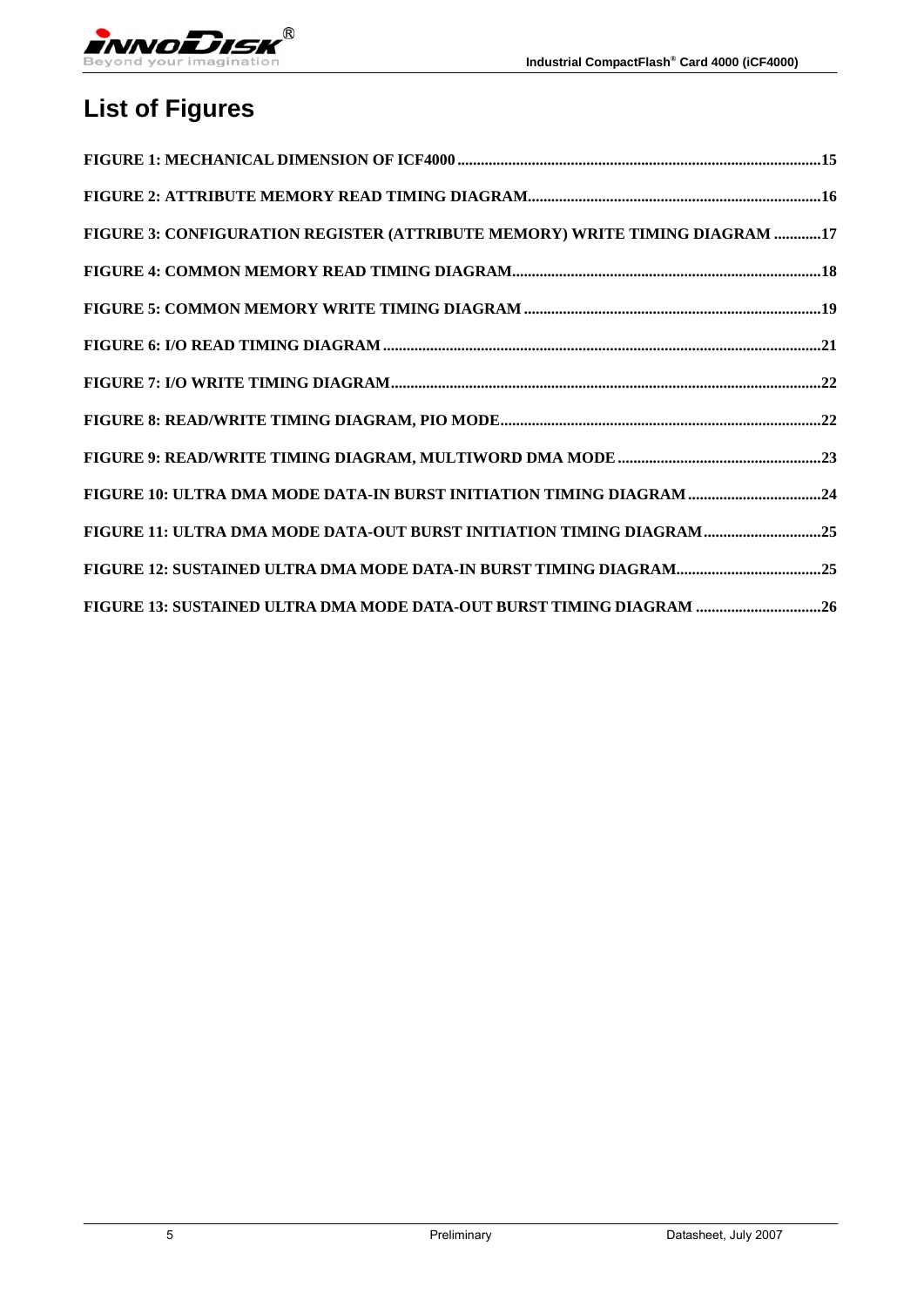# List of Figures

FIGURE 1: MECHANICAL DIMENSION OF ICF4000....15

FIGURE 2: ATTRIBUTE MEMORY READ TIMING DIAGRAM....16

FIGURE 3: CONFIGURATION REGISTER (ATTRIBUTE MEMORY) WRITE TIMING DIAGRAM....17

FIGURE 4: COMMON MEMORY READ TIMING DIAGRAM....18

FIGURE 5: COMMON MEMORY WRITE TIMING DIAGRAM....19

FIGURE 6: I/O READ TIMING DIAGRAM....21

FIGURE 7: I/O WRITE TIMING DIAGRAM....22

FIGURE 8: READ/WRITE TIMING DIAGRAM, PIO MODE....22

FIGURE 9: READ/WRITE TIMING DIAGRAM, MULTIWORD DMA MODE....23

FIGURE 10: ULTRA DMA MODE DATA-IN BURST INITIATION TIMING DIAGRAM....24

FIGURE 11: ULTRA DMA MODE DATA-OUT BURST INITIATION TIMING DIAGRAM....25

FIGURE 12: SUSTAINED ULTRA DMA MODE DATA-IN BURST TIMING DIAGRAM....25

FIGURE 13: SUSTAINED ULTRA DMA MODE DATA-OUT BURST TIMING DIAGRAM....26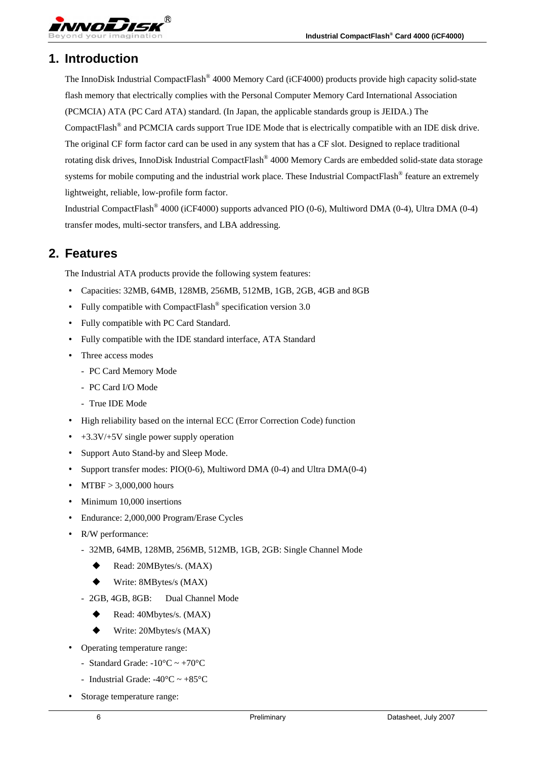# 1. Introduction

The InnoDisk Industrial CompactFlash® 4000 Memory Card (iCF4000) products provide high capacity solid-state flash memory that electrically complies with the Personal Computer Memory Card International Association (PCMCIA) ATA (PC Card ATA) standard. (In Japan, the applicable standards group is JEIDA.) The CompactFlash® and PCMCIA cards support True IDE Mode that is electrically compatible with an IDE disk drive. The original CF form factor card can be used in any system that has a CF slot. Designed to replace traditional rotating disk drives, InnoDisk Industrial CompactFlash® 4000 Memory Cards are embedded solid-state data storage systems for mobile computing and the industrial work place. These Industrial CompactFlash® feature an extremely lightweight, reliable, low-profile form factor.

Industrial CompactFlash® 4000 (iCF4000) supports advanced PIO (0-6), Multiword DMA (0-4), Ultra DMA (0-4) transfer modes, multi-sector transfers, and LBA addressing.

# 2. Features

The Industrial ATA products provide the following system features:

- Capacities: 32MB, 64MB, 128MB, 256MB, 512MB, 1GB, 2GB, 4GB and 8GB
- Fully compatible with CompactFlash® specification version 3.0
- Fully compatible with PC Card Standard.
- Fully compatible with the IDE standard interface, ATA Standard
- Three access modes
  - PC Card Memory Mode
  - PC Card I/O Mode
  - True IDE Mode
- High reliability based on the internal ECC (Error Correction Code) function
- +3.3V/+5V single power supply operation
- Support Auto Stand-by and Sleep Mode.
- Support transfer modes: PIO(0-6), Multiword DMA (0-4) and Ultra DMA(0-4)
- MTBF > 3,000,000 hours
- Minimum 10,000 insertions
- Endurance: 2,000,000 Program/Erase Cycles
- R/W performance:
  - 32MB, 64MB, 128MB, 256MB, 512MB, 1GB, 2GB: Single Channel Mode
    - Read: 20MBytes/s. (MAX)
    - Write: 8MBytes/s (MAX)
  - 2GB, 4GB, 8GB: Dual Channel Mode
    - Read: 40Mbytes/s. (MAX)
    - Write: 20Mbytes/s (MAX)
- Operating temperature range:
  - Standard Grade: -10°C ~ +70°C
  - Industrial Grade: -40°C ~ +85°C
- Storage temperature range: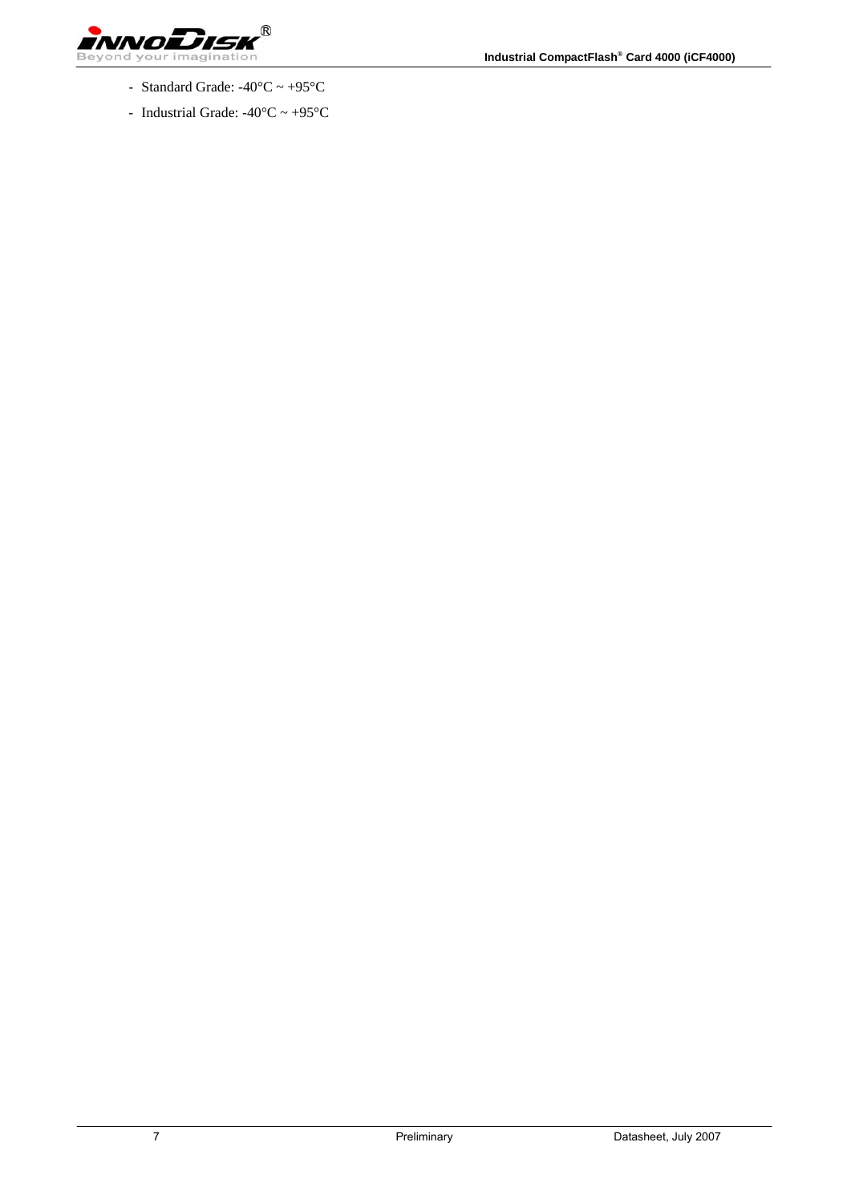- Standard Grade: -40°C ~ +95°C
- Industrial Grade: -40°C ~ +95°C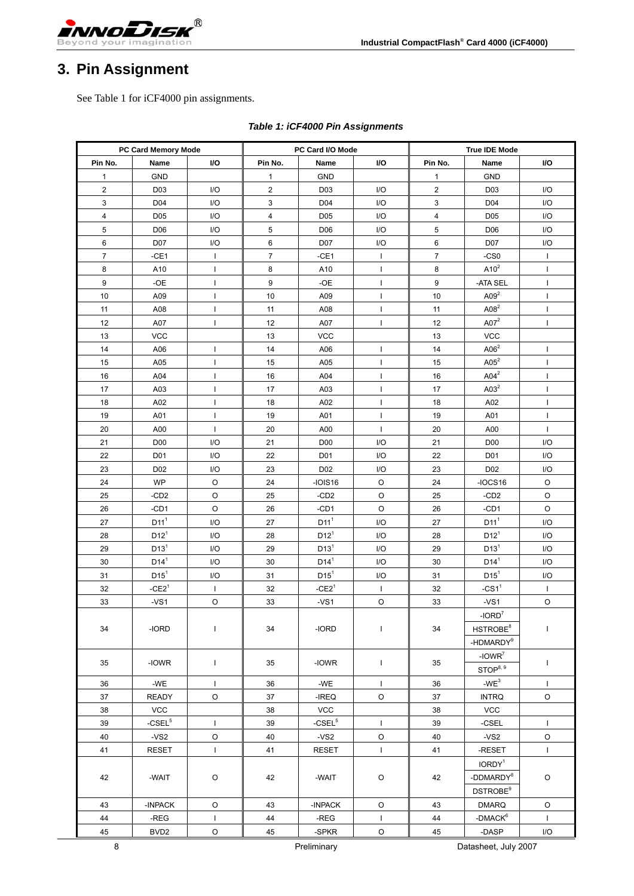# 3. Pin Assignment

See Table 1 for iCF4000 pin assignments.

***Table 1: iCF4000 Pin Assignments***

| PC Card Memory Mode | | | PC Card I/O Mode | | | True IDE Mode | | |
|---|---|---|---|---|---|---|---|---|
| Pin No. | Name | I/O | Pin No. | Name | I/O | Pin No. | Name | I/O |
| 1 | GND | | 1 | GND | | 1 | GND | |
| 2 | D03 | I/O | 2 | D03 | I/O | 2 | D03 | I/O |
| 3 | D04 | I/O | 3 | D04 | I/O | 3 | D04 | I/O |
| 4 | D05 | I/O | 4 | D05 | I/O | 4 | D05 | I/O |
| 5 | D06 | I/O | 5 | D06 | I/O | 5 | D06 | I/O |
| 6 | D07 | I/O | 6 | D07 | I/O | 6 | D07 | I/O |
| 7 | -CE1 | I | 7 | -CE1 | I | 7 | -CS0 | I |
| 8 | A10 | I | 8 | A10 | I | 8 | A10[2] | I |
| 9 | -OE | I | 9 | -OE | I | 9 | -ATA SEL | I |
| 10 | A09 | I | 10 | A09 | I | 10 | A09[2] | I |
| 11 | A08 | I | 11 | A08 | I | 11 | A08[2] | I |
| 12 | A07 | I | 12 | A07 | I | 12 | A07[2] | I |
| 13 | VCC | | 13 | VCC | | 13 | VCC | |
| 14 | A06 | I | 14 | A06 | I | 14 | A06[2] | I |
| 15 | A05 | I | 15 | A05 | I | 15 | A05[2] | I |
| 16 | A04 | I | 16 | A04 | I | 16 | A04[2] | I |
| 17 | A03 | I | 17 | A03 | I | 17 | A03[2] | I |
| 18 | A02 | I | 18 | A02 | I | 18 | A02 | I |
| 19 | A01 | I | 19 | A01 | I | 19 | A01 | I |
| 20 | A00 | I | 20 | A00 | I | 20 | A00 | I |
| 21 | D00 | I/O | 21 | D00 | I/O | 21 | D00 | I/O |
| 22 | D01 | I/O | 22 | D01 | I/O | 22 | D01 | I/O |
| 23 | D02 | I/O | 23 | D02 | I/O | 23 | D02 | I/O |
| 24 | WP | O | 24 | -IOIS16 | O | 24 | -IOCS16 | O |
| 25 | -CD2 | O | 25 | -CD2 | O | 25 | -CD2 | O |
| 26 | -CD1 | O | 26 | -CD1 | O | 26 | -CD1 | O |
| 27 | D11[1] | I/O | 27 | D11[1] | I/O | 27 | D11[1] | I/O |
| 28 | D12[1] | I/O | 28 | D12[1] | I/O | 28 | D12[1] | I/O |
| 29 | D13[1] | I/O | 29 | D13[1] | I/O | 29 | D13[1] | I/O |
| 30 | D14[1] | I/O | 30 | D14[1] | I/O | 30 | D14[1] | I/O |
| 31 | D15[1] | I/O | 31 | D15[1] | I/O | 31 | D15[1] | I/O |
| 32 | -CE2[1] | I | 32 | -CE2[1] | I | 32 | -CS1[1] | I |
| 33 | -VS1 | O | 33 | -VS1 | O | 33 | -VS1 | O |
| 34 | -IORD | I | 34 | -IORD | I | 34 | -IORD[7] HSTROBE[8] -HDMARDY[9] | I |
| 35 | -IOWR | I | 35 | -IOWR | I | 35 | -IOWR[7] STOP[8, 9] | I |
| 36 | -WE | I | 36 | -WE | I | 36 | -WE[3] | I |
| 37 | READY | O | 37 | -IREQ | O | 37 | INTRQ | O |
| 38 | VCC | | 38 | VCC | | 38 | VCC | |
| 39 | -CSEL[5] | I | 39 | -CSEL[5] | I | 39 | -CSEL | I |
| 40 | -VS2 | O | 40 | -VS2 | O | 40 | -VS2 | O |
| 41 | RESET | I | 41 | RESET | I | 41 | -RESET | I |
| 42 | -WAIT | O | 42 | -WAIT | O | 42 | IORDY[1] -DDMARDY[8] DSTROBE[9] | O |
| 43 | -INPACK | O | 43 | -INPACK | O | 43 | DMARQ | O |
| 44 | -REG | I | 44 | -REG | I | 44 | -DMACK[6] | I |
| 45 | BVD2 | O | 45 | -SPKR | O | 45 | -DASP | I/O |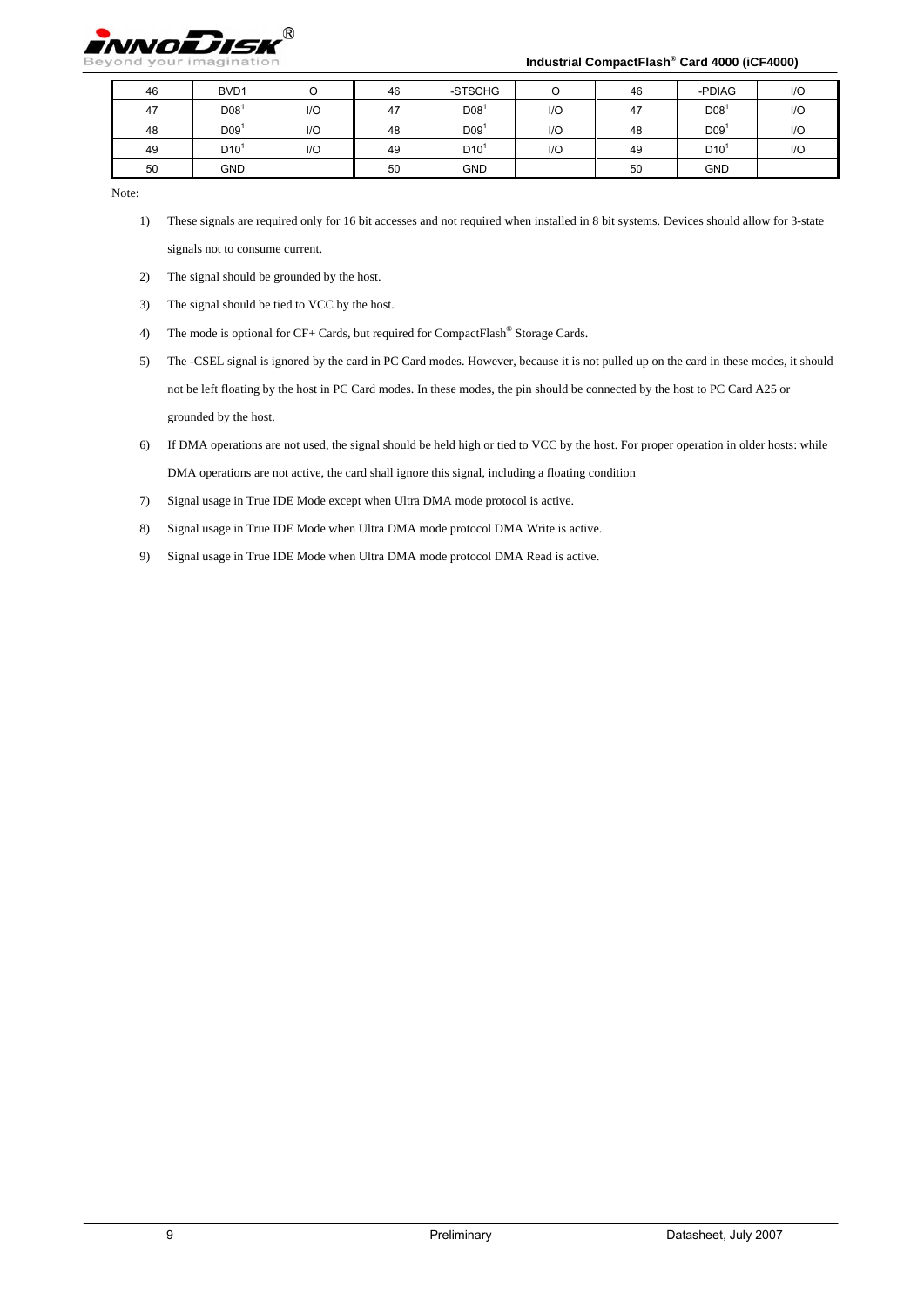| 46 | BVD1 | O | 46 | -STSCHG | O | 46 | -PDIAG | I/O |
|---|---|---|---|---|---|---|---|---|
| 47 | D08[1] | I/O | 47 | D08[1] | I/O | 47 | D08[1] | I/O |
| 48 | D09[1] | I/O | 48 | D09[1] | I/O | 48 | D09[1] | I/O |
| 49 | D10[1] | I/O | 49 | D10[1] | I/O | 49 | D10[1] | I/O |
| 50 | GND | | 50 | GND | | 50 | GND | |

Note:

1) These signals are required only for 16 bit accesses and not required when installed in 8 bit systems. Devices should allow for 3-state signals not to consume current.
2) The signal should be grounded by the host.
3) The signal should be tied to VCC by the host.
4) The mode is optional for CF+ Cards, but required for CompactFlash® Storage Cards.
5) The -CSEL signal is ignored by the card in PC Card modes. However, because it is not pulled up on the card in these modes, it should not be left floating by the host in PC Card modes. In these modes, the pin should be connected by the host to PC Card A25 or grounded by the host.
6) If DMA operations are not used, the signal should be held high or tied to VCC by the host. For proper operation in older hosts: while DMA operations are not active, the card shall ignore this signal, including a floating condition
7) Signal usage in True IDE Mode except when Ultra DMA mode protocol is active.
8) Signal usage in True IDE Mode when Ultra DMA mode protocol DMA Write is active.
9) Signal usage in True IDE Mode when Ultra DMA mode protocol DMA Read is active.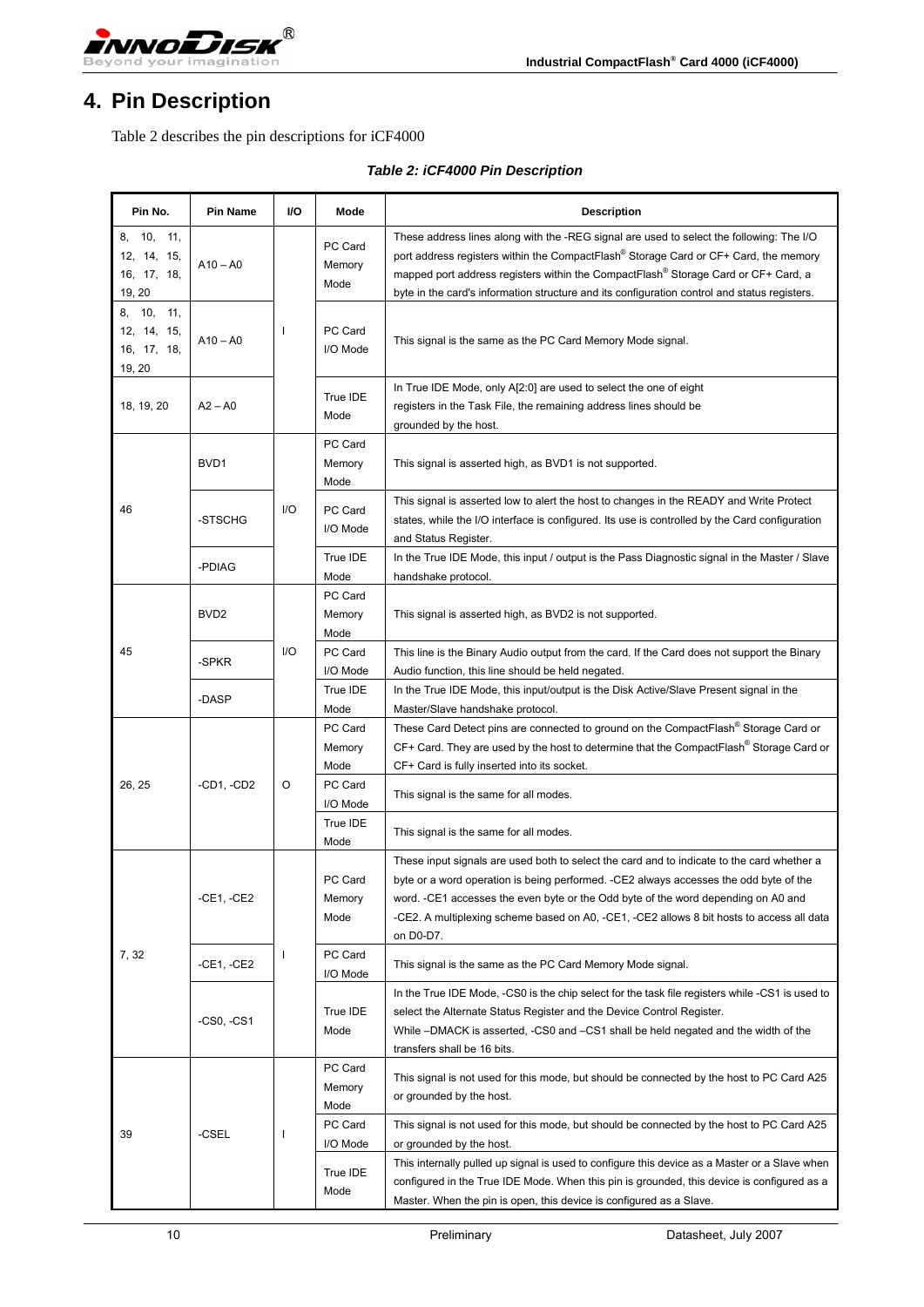# 4. Pin Description

Table 2 describes the pin descriptions for iCF4000

***Table 2: iCF4000 Pin Description***

| Pin No. | Pin Name | I/O | Mode | Description |
|---|---|---|---|---|
| 8, 10, 11, 12, 14, 15, 16, 17, 18, 19, 20 | A10 – A0 | I | PC Card Memory Mode | These address lines along with the -REG signal are used to select the following: The I/O port address registers within the CompactFlash® Storage Card or CF+ Card, the memory mapped port address registers within the CompactFlash® Storage Card or CF+ Card, a byte in the card's information structure and its configuration control and status registers. |
| 8, 10, 11, 12, 14, 15, 16, 17, 18, 19, 20 | A10 – A0 | | PC Card I/O Mode | This signal is the same as the PC Card Memory Mode signal. |
| 18, 19, 20 | A2 – A0 | | True IDE Mode | In True IDE Mode, only A[2:0] are used to select the one of eight registers in the Task File, the remaining address lines should be grounded by the host. |
| 46 | BVD1 | I/O | PC Card Memory Mode | This signal is asserted high, as BVD1 is not supported. |
| | -STSCHG | | PC Card I/O Mode | This signal is asserted low to alert the host to changes in the READY and Write Protect states, while the I/O interface is configured. Its use is controlled by the Card configuration and Status Register. |
| | -PDIAG | | True IDE Mode | In the True IDE Mode, this input / output is the Pass Diagnostic signal in the Master / Slave handshake protocol. |
| 45 | BVD2 | I/O | PC Card Memory Mode | This signal is asserted high, as BVD2 is not supported. |
| | -SPKR | | PC Card I/O Mode | This line is the Binary Audio output from the card. If the Card does not support the Binary Audio function, this line should be held negated. |
| | -DASP | | True IDE Mode | In the True IDE Mode, this input/output is the Disk Active/Slave Present signal in the Master/Slave handshake protocol. |
| 26, 25 | -CD1, -CD2 | O | PC Card Memory Mode | These Card Detect pins are connected to ground on the CompactFlash® Storage Card or CF+ Card. They are used by the host to determine that the CompactFlash® Storage Card or CF+ Card is fully inserted into its socket. |
| | | | PC Card I/O Mode | This signal is the same for all modes. |
| | | | True IDE Mode | This signal is the same for all modes. |
| 7, 32 | -CE1, -CE2 | I | PC Card Memory Mode | These input signals are used both to select the card and to indicate to the card whether a byte or a word operation is being performed. -CE2 always accesses the odd byte of the word. -CE1 accesses the even byte or the Odd byte of the word depending on A0 and -CE2. A multiplexing scheme based on A0, -CE1, -CE2 allows 8 bit hosts to access all data on D0-D7. |
| | -CE1, -CE2 | | PC Card I/O Mode | This signal is the same as the PC Card Memory Mode signal. |
| | -CS0, -CS1 | | True IDE Mode | In the True IDE Mode, -CS0 is the chip select for the task file registers while -CS1 is used to select the Alternate Status Register and the Device Control Register. While –DMACK is asserted, -CS0 and –CS1 shall be held negated and the width of the transfers shall be 16 bits. |
| 39 | -CSEL | I | PC Card Memory Mode | This signal is not used for this mode, but should be connected by the host to PC Card A25 or grounded by the host. |
| | | | PC Card I/O Mode | This signal is not used for this mode, but should be connected by the host to PC Card A25 or grounded by the host. |
| | | | True IDE Mode | This internally pulled up signal is used to configure this device as a Master or a Slave when configured in the True IDE Mode. When this pin is grounded, this device is configured as a Master. When the pin is open, this device is configured as a Slave. |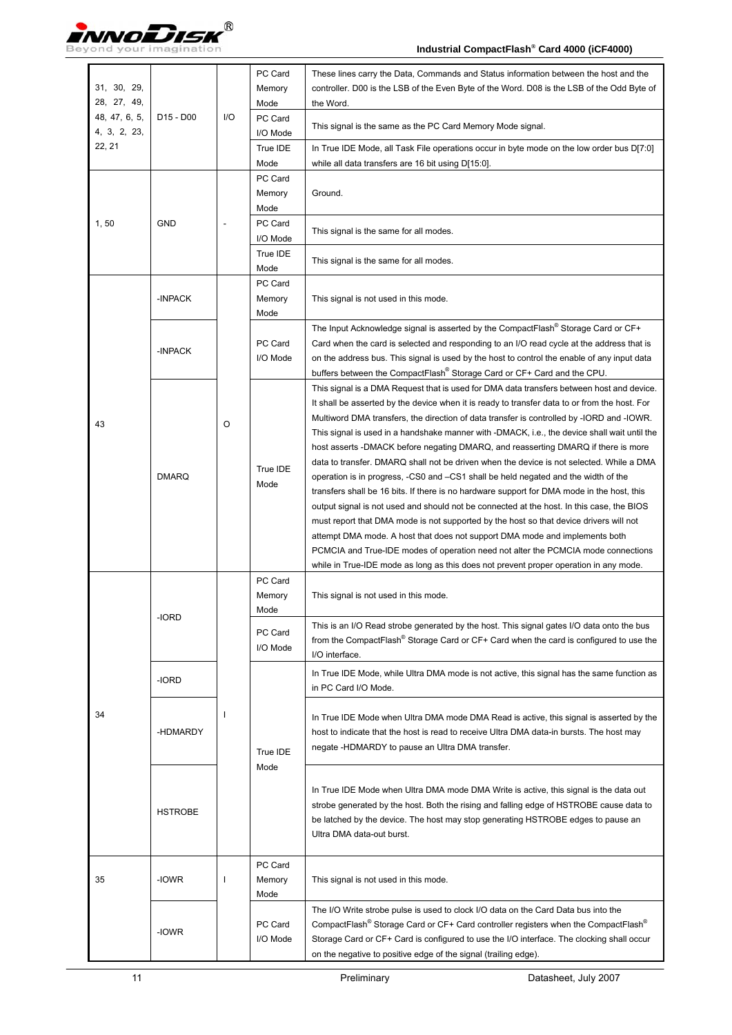| Pin No. | Signal Name | I/O | Mode | Description |
|---|---|---|---|---|
| 31, 30, 29, 28, 27, 49, 48, 47, 6, 5, 4, 3, 2, 23, 22, 21 | D15 - D00 | I/O | PC Card Memory Mode | These lines carry the Data, Commands and Status information between the host and the controller. D00 is the LSB of the Even Byte of the Word. D08 is the LSB of the Odd Byte of the Word. |
| | | | PC Card I/O Mode | This signal is the same as the PC Card Memory Mode signal. |
| | | | True IDE Mode | In True IDE Mode, all Task File operations occur in byte mode on the low order bus D[7:0] while all data transfers are 16 bit using D[15:0]. |
| 1, 50 | GND | - | PC Card Memory Mode | Ground. |
| | | | PC Card I/O Mode | This signal is the same for all modes. |
| | | | True IDE Mode | This signal is the same for all modes. |
| 43 | -INPACK | O | PC Card Memory Mode | This signal is not used in this mode. |
| | -INPACK | | PC Card I/O Mode | The Input Acknowledge signal is asserted by the CompactFlash® Storage Card or CF+ Card when the card is selected and responding to an I/O read cycle at the address that is on the address bus. This signal is used by the host to control the enable of any input data buffers between the CompactFlash® Storage Card or CF+ Card and the CPU. |
| | DMARQ | | True IDE Mode | This signal is a DMA Request that is used for DMA data transfers between host and device. It shall be asserted by the device when it is ready to transfer data to or from the host. For Multiword DMA transfers, the direction of data transfer is controlled by -IORD and -IOWR. This signal is used in a handshake manner with -DMACK, i.e., the device shall wait until the host asserts -DMACK before negating DMARQ, and reasserting DMARQ if there is more data to transfer. DMARQ shall not be driven when the device is not selected. While a DMA operation is in progress, -CS0 and –CS1 shall be held negated and the width of the transfers shall be 16 bits. If there is no hardware support for DMA mode in the host, this output signal is not used and should not be connected at the host. In this case, the BIOS must report that DMA mode is not supported by the host so that device drivers will not attempt DMA mode. A host that does not support DMA mode and implements both PCMCIA and True-IDE modes of operation need not alter the PCMCIA mode connections while in True-IDE mode as long as this does not prevent proper operation in any mode. |
| 34 | -IORD | I | PC Card Memory Mode | This signal is not used in this mode. |
| | -IORD | | PC Card I/O Mode | This is an I/O Read strobe generated by the host. This signal gates I/O data onto the bus from the CompactFlash® Storage Card or CF+ Card when the card is configured to use the I/O interface. |
| | -IORD | | True IDE Mode | In True IDE Mode, while Ultra DMA mode is not active, this signal has the same function as in PC Card I/O Mode. |
| | -HDMARDY | | True IDE Mode | In True IDE Mode when Ultra DMA mode DMA Read is active, this signal is asserted by the host to indicate that the host is read to receive Ultra DMA data-in bursts. The host may negate -HDMARDY to pause an Ultra DMA transfer. |
| | HSTROBE | | True IDE Mode | In True IDE Mode when Ultra DMA mode DMA Write is active, this signal is the data out strobe generated by the host. Both the rising and falling edge of HSTROBE cause data to be latched by the device. The host may stop generating HSTROBE edges to pause an Ultra DMA data-out burst. |
| 35 | -IOWR | I | PC Card Memory Mode | This signal is not used in this mode. |
| | -IOWR | | PC Card I/O Mode | The I/O Write strobe pulse is used to clock I/O data on the Card Data bus into the CompactFlash® Storage Card or CF+ Card controller registers when the CompactFlash® Storage Card or CF+ Card is configured to use the I/O interface. The clocking shall occur on the negative to positive edge of the signal (trailing edge). |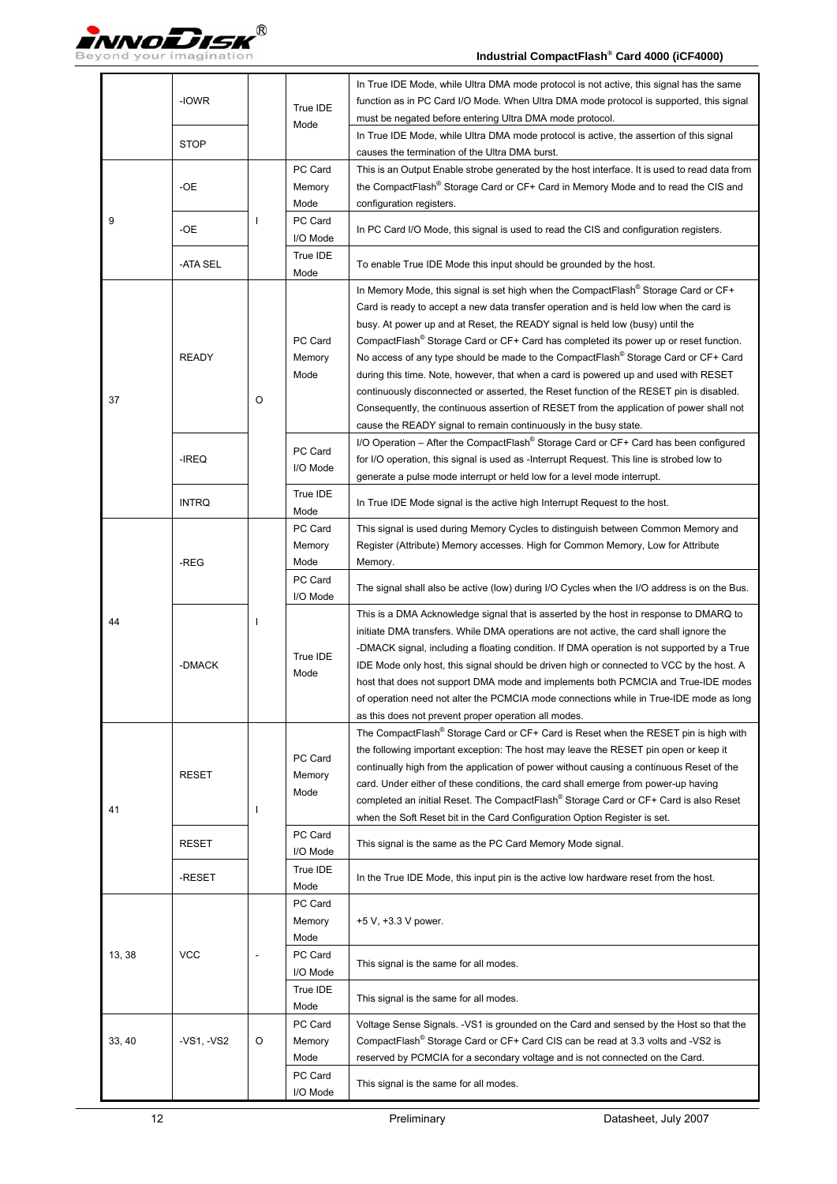| | | | | |
|---|---|---|---|---|
| | -IOWR | | True IDE Mode | In True IDE Mode, while Ultra DMA mode protocol is not active, this signal has the same function as in PC Card I/O Mode. When Ultra DMA mode protocol is supported, this signal must be negated before entering Ultra DMA mode protocol. |
| | STOP | | | In True IDE Mode, while Ultra DMA mode protocol is active, the assertion of this signal causes the termination of the Ultra DMA burst. |
| 9 | -OE | I | PC Card Memory Mode | This is an Output Enable strobe generated by the host interface. It is used to read data from the CompactFlash® Storage Card or CF+ Card in Memory Mode and to read the CIS and configuration registers. |
| | -OE | | PC Card I/O Mode | In PC Card I/O Mode, this signal is used to read the CIS and configuration registers. |
| | -ATA SEL | | True IDE Mode | To enable True IDE Mode this input should be grounded by the host. |
| 37 | READY | O | PC Card Memory Mode | In Memory Mode, this signal is set high when the CompactFlash® Storage Card or CF+ Card is ready to accept a new data transfer operation and is held low when the card is busy. At power up and at Reset, the READY signal is held low (busy) until the CompactFlash® Storage Card or CF+ Card has completed its power up or reset function. No access of any type should be made to the CompactFlash® Storage Card or CF+ Card during this time. Note, however, that when a card is powered up and used with RESET continuously disconnected or asserted, the Reset function of the RESET pin is disabled. Consequently, the continuous assertion of RESET from the application of power shall not cause the READY signal to remain continuously in the busy state. |
| | -IREQ | | PC Card I/O Mode | I/O Operation – After the CompactFlash® Storage Card or CF+ Card has been configured for I/O operation, this signal is used as -Interrupt Request. This line is strobed low to generate a pulse mode interrupt or held low for a level mode interrupt. |
| | INTRQ | | True IDE Mode | In True IDE Mode signal is the active high Interrupt Request to the host. |
| 44 | -REG | I | PC Card Memory Mode | This signal is used during Memory Cycles to distinguish between Common Memory and Register (Attribute) Memory accesses. High for Common Memory, Low for Attribute Memory. |
| | | | PC Card I/O Mode | The signal shall also be active (low) during I/O Cycles when the I/O address is on the Bus. |
| | -DMACK | | True IDE Mode | This is a DMA Acknowledge signal that is asserted by the host in response to DMARQ to initiate DMA transfers. While DMA operations are not active, the card shall ignore the -DMACK signal, including a floating condition. If DMA operation is not supported by a True IDE Mode only host, this signal should be driven high or connected to VCC by the host. A host that does not support DMA mode and implements both PCMCIA and True-IDE modes of operation need not alter the PCMCIA mode connections while in True-IDE mode as long as this does not prevent proper operation all modes. |
| 41 | RESET | I | PC Card Memory Mode | The CompactFlash® Storage Card or CF+ Card is Reset when the RESET pin is high with the following important exception: The host may leave the RESET pin open or keep it continually high from the application of power without causing a continuous Reset of the card. Under either of these conditions, the card shall emerge from power-up having completed an initial Reset. The CompactFlash® Storage Card or CF+ Card is also Reset when the Soft Reset bit in the Card Configuration Option Register is set. |
| | RESET | | PC Card I/O Mode | This signal is the same as the PC Card Memory Mode signal. |
| | -RESET | | True IDE Mode | In the True IDE Mode, this input pin is the active low hardware reset from the host. |
| 13, 38 | VCC | - | PC Card Memory Mode | +5 V, +3.3 V power. |
| | | | PC Card I/O Mode | This signal is the same for all modes. |
| | | | True IDE Mode | This signal is the same for all modes. |
| 33, 40 | -VS1, -VS2 | O | PC Card Memory Mode | Voltage Sense Signals. -VS1 is grounded on the Card and sensed by the Host so that the CompactFlash® Storage Card or CF+ Card CIS can be read at 3.3 volts and -VS2 is reserved by PCMCIA for a secondary voltage and is not connected on the Card. |
| | | | PC Card I/O Mode | This signal is the same for all modes. |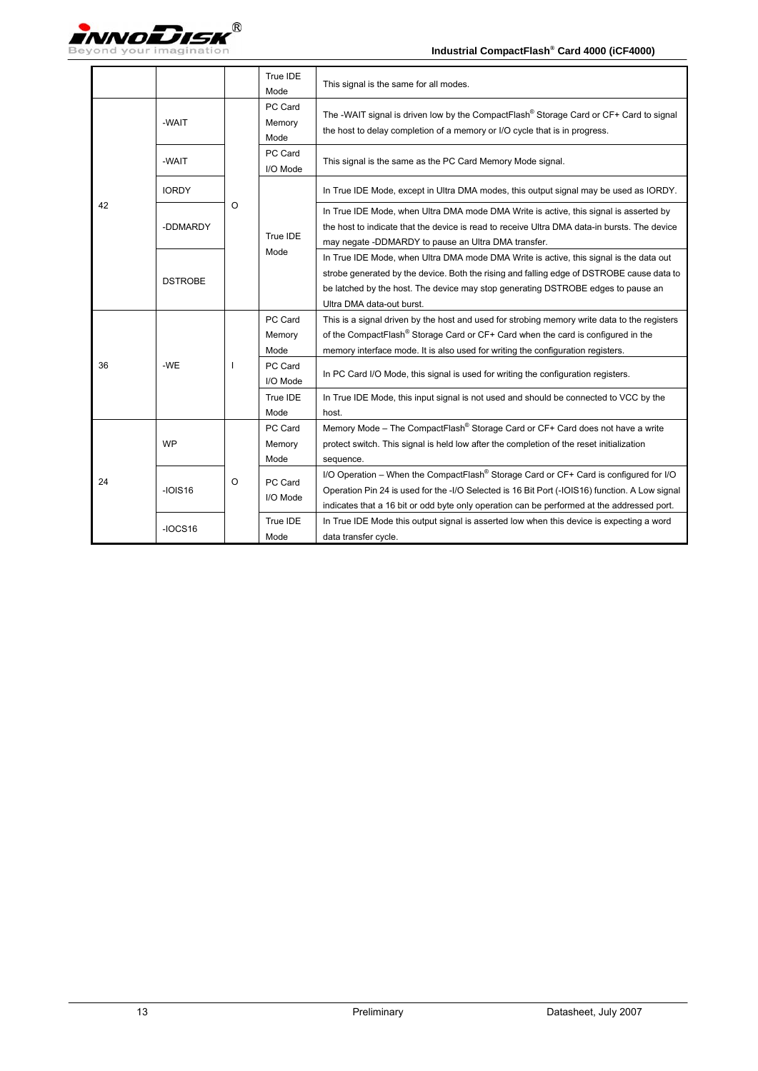| | | | True IDE Mode | This signal is the same for all modes. |
|---|---|---|---|---|
| 42 | -WAIT | O | PC Card Memory Mode | The -WAIT signal is driven low by the CompactFlash® Storage Card or CF+ Card to signal the host to delay completion of a memory or I/O cycle that is in progress. |
| | -WAIT | | PC Card I/O Mode | This signal is the same as the PC Card Memory Mode signal. |
| | IORDY | | True IDE Mode | In True IDE Mode, except in Ultra DMA modes, this output signal may be used as IORDY. |
| | -DDMARDY | | | In True IDE Mode, when Ultra DMA mode DMA Write is active, this signal is asserted by the host to indicate that the device is read to receive Ultra DMA data-in bursts. The device may negate -DDMARDY to pause an Ultra DMA transfer. |
| | DSTROBE | | | In True IDE Mode, when Ultra DMA mode DMA Write is active, this signal is the data out strobe generated by the device. Both the rising and falling edge of DSTROBE cause data to be latched by the host. The device may stop generating DSTROBE edges to pause an Ultra DMA data-out burst. |
| 36 | -WE | I | PC Card Memory Mode | This is a signal driven by the host and used for strobing memory write data to the registers of the CompactFlash® Storage Card or CF+ Card when the card is configured in the memory interface mode. It is also used for writing the configuration registers. |
| | | | PC Card I/O Mode | In PC Card I/O Mode, this signal is used for writing the configuration registers. |
| | | | True IDE Mode | In True IDE Mode, this input signal is not used and should be connected to VCC by the host. |
| 24 | WP | O | PC Card Memory Mode | Memory Mode – The CompactFlash® Storage Card or CF+ Card does not have a write protect switch. This signal is held low after the completion of the reset initialization sequence. |
| | -IOIS16 | | PC Card I/O Mode | I/O Operation – When the CompactFlash® Storage Card or CF+ Card is configured for I/O Operation Pin 24 is used for the -I/O Selected is 16 Bit Port (-IOIS16) function. A Low signal indicates that a 16 bit or odd byte only operation can be performed at the addressed port. |
| | -IOCS16 | | True IDE Mode | In True IDE Mode this output signal is asserted low when this device is expecting a word data transfer cycle. |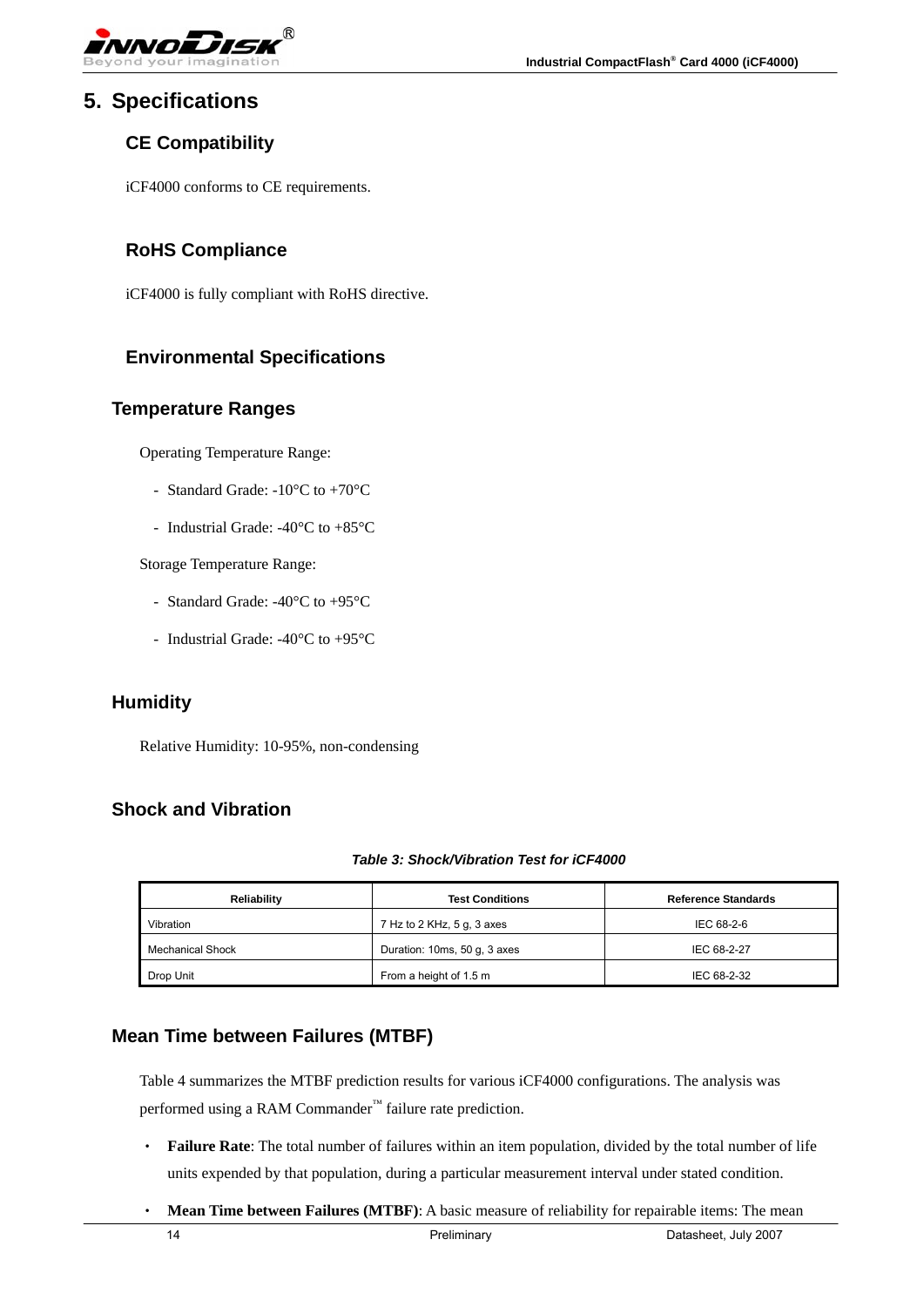# 5. Specifications

## CE Compatibility

iCF4000 conforms to CE requirements.

## RoHS Compliance

iCF4000 is fully compliant with RoHS directive.

## Environmental Specifications

### Temperature Ranges

Operating Temperature Range:

- Standard Grade: -10°C to +70°C
- Industrial Grade: -40°C to +85°C

Storage Temperature Range:

- Standard Grade: -40°C to +95°C
- Industrial Grade: -40°C to +95°C

### Humidity

Relative Humidity: 10-95%, non-condensing

### Shock and Vibration

*Table 3: Shock/Vibration Test for iCF4000*

| Reliability | Test Conditions | Reference Standards |
|---|---|---|
| Vibration | 7 Hz to 2 KHz, 5 g, 3 axes | IEC 68-2-6 |
| Mechanical Shock | Duration: 10ms, 50 g, 3 axes | IEC 68-2-27 |
| Drop Unit | From a height of 1.5 m | IEC 68-2-32 |

### Mean Time between Failures (MTBF)

Table 4 summarizes the MTBF prediction results for various iCF4000 configurations. The analysis was performed using a RAM Commander™ failure rate prediction.

- **Failure Rate**: The total number of failures within an item population, divided by the total number of life units expended by that population, during a particular measurement interval under stated condition.
- **Mean Time between Failures (MTBF)**: A basic measure of reliability for repairable items: The mean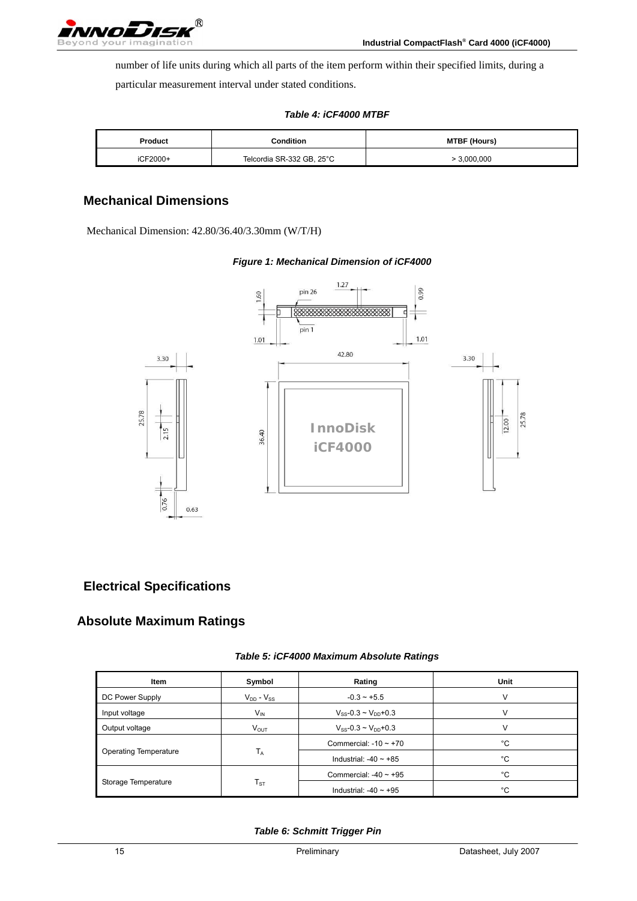number of life units during which all parts of the item perform within their specified limits, during a particular measurement interval under stated conditions.

*Table 4: iCF4000 MTBF*

| Product | Condition | MTBF (Hours) |
|---|---|---|
| iCF2000+ | Telcordia SR-332 GB, 25°C | > 3,000,000 |

## Mechanical Dimensions

Mechanical Dimension: 42.80/36.40/3.30mm (W/T/H)

*Figure 1: Mechanical Dimension of iCF4000*

## Electrical Specifications

## Absolute Maximum Ratings

*Table 5: iCF4000 Maximum Absolute Ratings*

| Item | Symbol | Rating | Unit |
|---|---|---|---|
| DC Power Supply | $V_{DD}$ - $V_{SS}$ | -0.3 ~ +5.5 | V |
| Input voltage | $V_{IN}$ | $V_{SS}$-0.3 ~ $V_{DD}$+0.3 | V |
| Output voltage | $V_{OUT}$ | $V_{SS}$-0.3 ~ $V_{DD}$+0.3 | V |
| Operating Temperature | $T_A$ | Commercial: -10 ~ +70 | °C |
| | | Industrial: -40 ~ +85 | °C |
| Storage Temperature | $T_{ST}$ | Commercial: -40 ~ +95 | °C |
| | | Industrial: -40 ~ +95 | °C |

*Table 6: Schmitt Trigger Pin*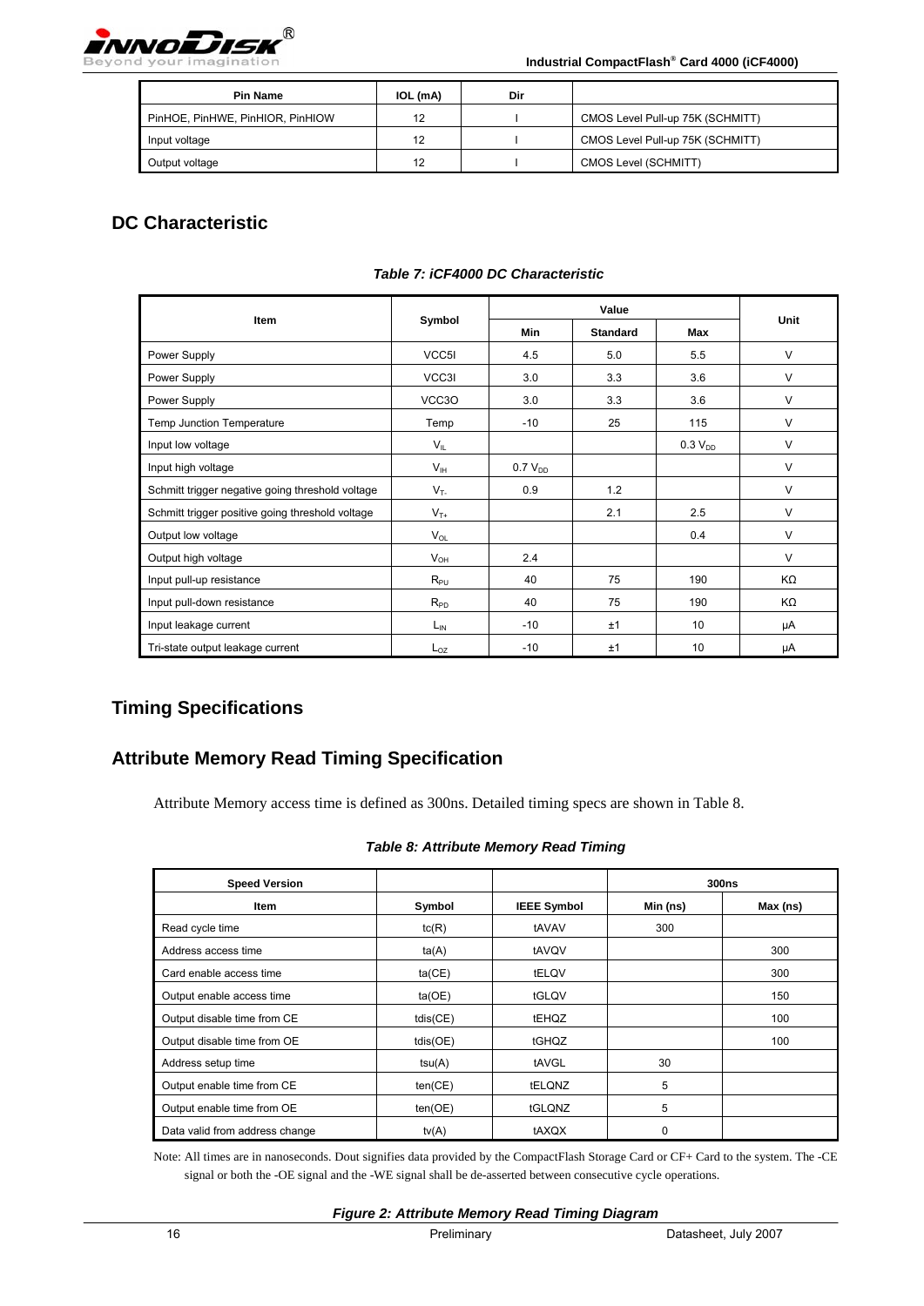| Pin Name | IOL (mA) | Dir | |
|---|---|---|---|
| PinHOE, PinHWE, PinHIOR, PinHIOW | 12 | I | CMOS Level Pull-up 75K (SCHMITT) |
| Input voltage | 12 | I | CMOS Level Pull-up 75K (SCHMITT) |
| Output voltage | 12 | I | CMOS Level (SCHMITT) |

## DC Characteristic

***Table 7: iCF4000 DC Characteristic***

| Item | Symbol | Value | | | Unit |
|---|---|---|---|---|---|
| | | Min | Standard | Max | |
| Power Supply | VCC5I | 4.5 | 5.0 | 5.5 | V |
| Power Supply | VCC3I | 3.0 | 3.3 | 3.6 | V |
| Power Supply | VCC3O | 3.0 | 3.3 | 3.6 | V |
| Temp Junction Temperature | Temp | -10 | 25 | 115 | V |
| Input low voltage | $V_{IL}$ | | | 0.3 $V_{DD}$ | V |
| Input high voltage | $V_{IH}$ | 0.7 $V_{DD}$ | | | V |
| Schmitt trigger negative going threshold voltage | $V_{T-}$ | 0.9 | 1.2 | | V |
| Schmitt trigger positive going threshold voltage | $V_{T+}$ | | 2.1 | 2.5 | V |
| Output low voltage | $V_{OL}$ | | | 0.4 | V |
| Output high voltage | $V_{OH}$ | 2.4 | | | V |
| Input pull-up resistance | $R_{PU}$ | 40 | 75 | 190 | KΩ |
| Input pull-down resistance | $R_{PD}$ | 40 | 75 | 190 | KΩ |
| Input leakage current | $L_{IN}$ | -10 | ±1 | 10 | μA |
| Tri-state output leakage current | $L_{OZ}$ | -10 | ±1 | 10 | μA |

## Timing Specifications

## Attribute Memory Read Timing Specification

Attribute Memory access time is defined as 300ns. Detailed timing specs are shown in Table 8.

***Table 8: Attribute Memory Read Timing***

| Speed Version | | | 300ns | |
|---|---|---|---|---|
| Item | Symbol | IEEE Symbol | Min (ns) | Max (ns) |
| Read cycle time | tc(R) | tAVAV | 300 | |
| Address access time | ta(A) | tAVQV | | 300 |
| Card enable access time | ta(CE) | tELQV | | 300 |
| Output enable access time | ta(OE) | tGLQV | | 150 |
| Output disable time from CE | tdis(CE) | tEHQZ | | 100 |
| Output disable time from OE | tdis(OE) | tGHQZ | | 100 |
| Address setup time | tsu(A) | tAVGL | 30 | |
| Output enable time from CE | ten(CE) | tELQNZ | 5 | |
| Output enable time from OE | ten(OE) | tGLQNZ | 5 | |
| Data valid from address change | tv(A) | tAXQX | 0 | |

Note: All times are in nanoseconds. Dout signifies data provided by the CompactFlash Storage Card or CF+ Card to the system. The -CE signal or both the -OE signal and the -WE signal shall be de-asserted between consecutive cycle operations.

***Figure 2: Attribute Memory Read Timing Diagram***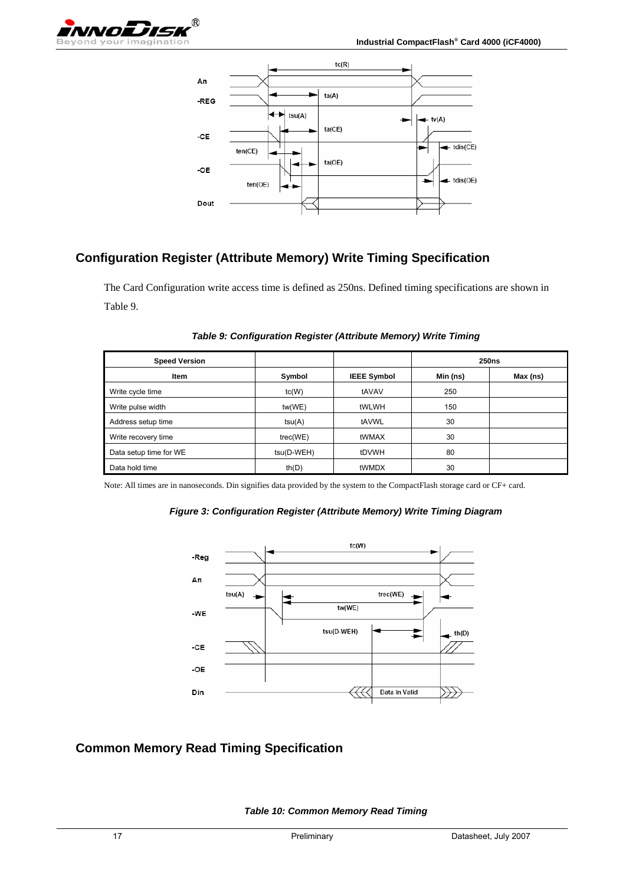## Configuration Register (Attribute Memory) Write Timing Specification

The Card Configuration write access time is defined as 250ns. Defined timing specifications are shown in Table 9.

*Table 9: Configuration Register (Attribute Memory) Write Timing*

| Speed Version | | | 250ns | |
|---|---|---|---|---|
| Item | Symbol | IEEE Symbol | Min (ns) | Max (ns) |
| Write cycle time | tc(W) | tAVAV | 250 | |
| Write pulse width | tw(WE) | tWLWH | 150 | |
| Address setup time | tsu(A) | tAVWL | 30 | |
| Write recovery time | trec(WE) | tWMAX | 30 | |
| Data setup time for WE | tsu(D-WEH) | tDVWH | 80 | |
| Data hold time | th(D) | tWMDX | 30 | |

Note: All times are in nanoseconds. Din signifies data provided by the system to the CompactFlash storage card or CF+ card.

*Figure 3: Configuration Register (Attribute Memory) Write Timing Diagram*

## Common Memory Read Timing Specification

*Table 10: Common Memory Read Timing*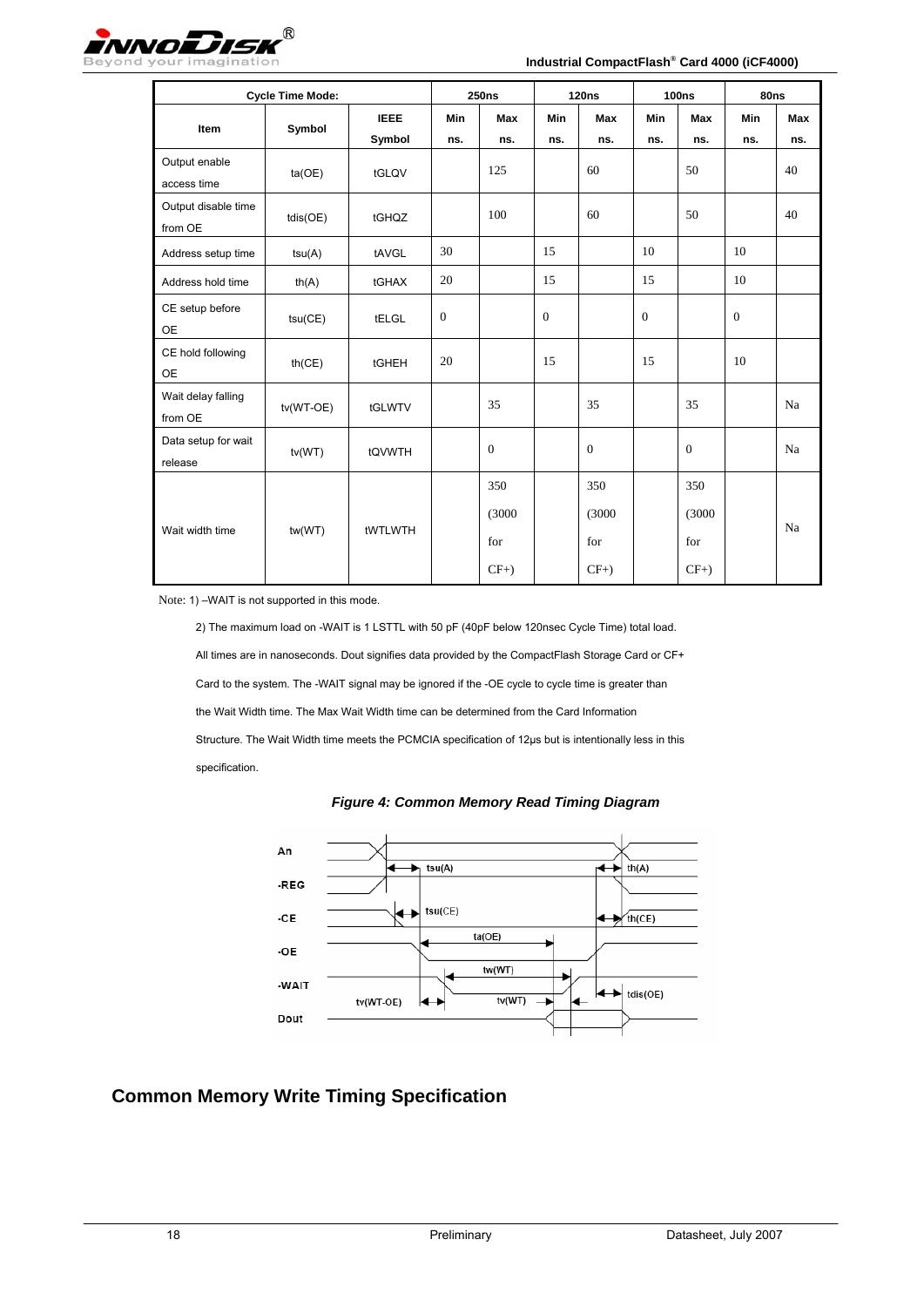| Cycle Time Mode: | | | 250ns | | 120ns | | 100ns | | 80ns | |
|---|---|---|---|---|---|---|---|---|---|---|
| Item | Symbol | IEEE Symbol | Min ns. | Max ns. | Min ns. | Max ns. | Min ns. | Max ns. | Min ns. | Max ns. |
| Output enable access time | ta(OE) | tGLQV | | 125 | | 60 | | 50 | | 40 |
| Output disable time from OE | tdis(OE) | tGHQZ | | 100 | | 60 | | 50 | | 40 |
| Address setup time | tsu(A) | tAVGL | 30 | | 15 | | 10 | | 10 | |
| Address hold time | th(A) | tGHAX | 20 | | 15 | | 15 | | 10 | |
| CE setup before OE | tsu(CE) | tELGL | 0 | | 0 | | 0 | | 0 | |
| CE hold following OE | th(CE) | tGHEH | 20 | | 15 | | 15 | | 10 | |
| Wait delay falling from OE | tv(WT-OE) | tGLWTV | | 35 | | 35 | | 35 | | Na |
| Data setup for wait release | tv(WT) | tQVWTH | | 0 | | 0 | | 0 | | Na |
| Wait width time | tw(WT) | tWTLWTH | | 350 (3000 for CF+) | | 350 (3000 for CF+) | | 350 (3000 for CF+) | | Na |

Note: 1) –WAIT is not supported in this mode.

2) The maximum load on -WAIT is 1 LSTTL with 50 pF (40pF below 120nsec Cycle Time) total load. All times are in nanoseconds. Dout signifies data provided by the CompactFlash Storage Card or CF+ Card to the system. The -WAIT signal may be ignored if the -OE cycle to cycle time is greater than the Wait Width time. The Max Wait Width time can be determined from the Card Information Structure. The Wait Width time meets the PCMCIA specification of 12μs but is intentionally less in this specification.

***Figure 4: Common Memory Read Timing Diagram***

## Common Memory Write Timing Specification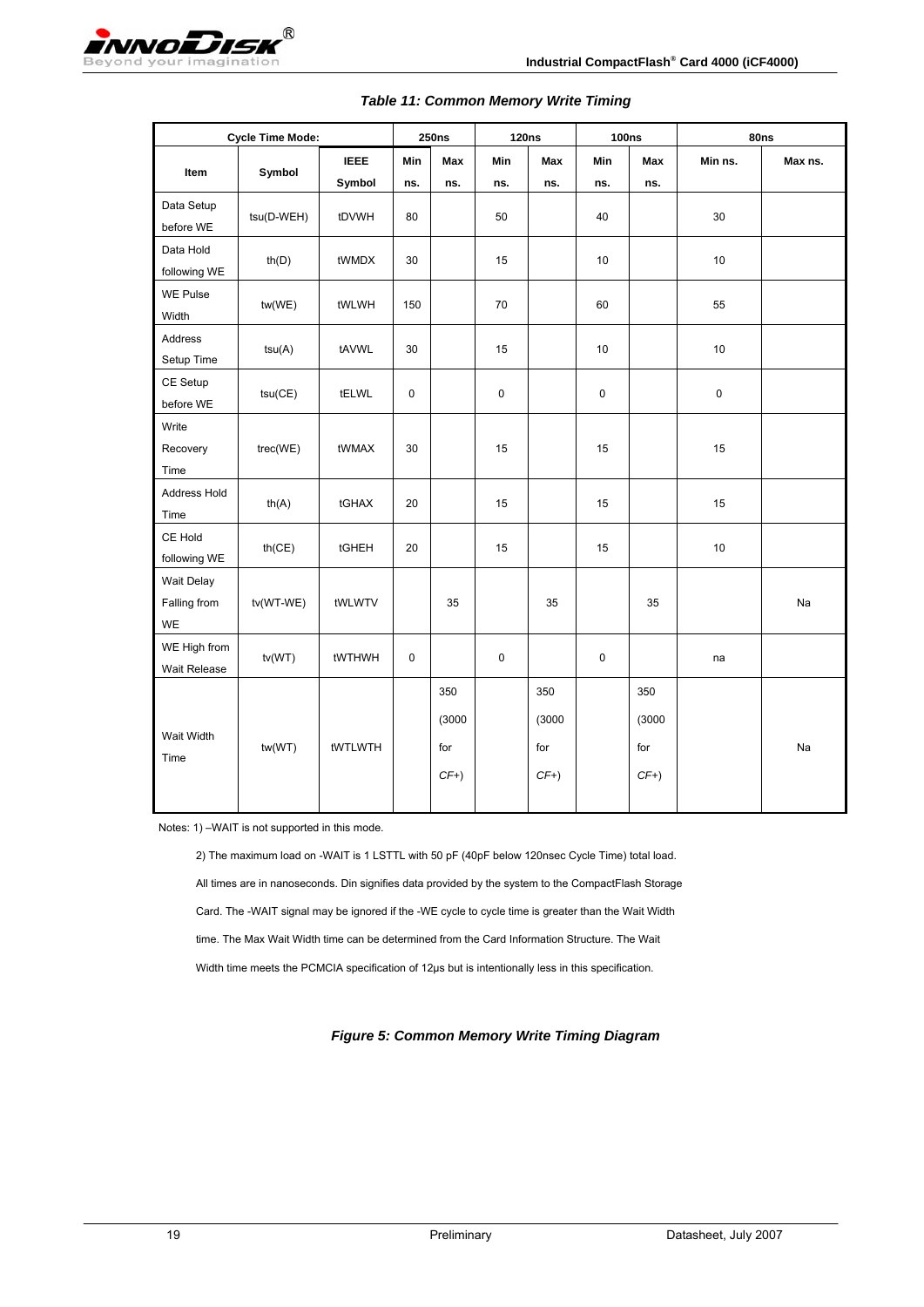*Table 11: Common Memory Write Timing*

| Cycle Time Mode: | | | 250ns | | 120ns | | 100ns | | 80ns | |
|---|---|---|---|---|---|---|---|---|---|---|
| Item | Symbol | IEEE Symbol | Min ns. | Max ns. | Min ns. | Max ns. | Min ns. | Max ns. | Min ns. | Max ns. |
| Data Setup before WE | tsu(D-WEH) | tDVWH | 80 | | 50 | | 40 | | 30 | |
| Data Hold following WE | th(D) | tWMDX | 30 | | 15 | | 10 | | 10 | |
| WE Pulse Width | tw(WE) | tWLWH | 150 | | 70 | | 60 | | 55 | |
| Address Setup Time | tsu(A) | tAVWL | 30 | | 15 | | 10 | | 10 | |
| CE Setup before WE | tsu(CE) | tELWL | 0 | | 0 | | 0 | | 0 | |
| Write Recovery Time | trec(WE) | tWMAX | 30 | | 15 | | 15 | | 15 | |
| Address Hold Time | th(A) | tGHAX | 20 | | 15 | | 15 | | 15 | |
| CE Hold following WE | th(CE) | tGHEH | 20 | | 15 | | 15 | | 10 | |
| Wait Delay Falling from WE | tv(WT-WE) | tWLWTV | | 35 | | 35 | | 35 | | Na |
| WE High from Wait Release | tv(WT) | tWTHWH | 0 | | 0 | | 0 | | na | |
| Wait Width Time | tw(WT) | tWTLWTH | | 350 (3000 for *CF+*) | | 350 (3000 for *CF+*) | | 350 (3000 for *CF+*) | | Na |

Notes: 1) –WAIT is not supported in this mode.

2) The maximum load on -WAIT is 1 LSTTL with 50 pF (40pF below 120nsec Cycle Time) total load. All times are in nanoseconds. Din signifies data provided by the system to the CompactFlash Storage Card. The -WAIT signal may be ignored if the -WE cycle to cycle time is greater than the Wait Width time. The Max Wait Width time can be determined from the Card Information Structure. The Wait Width time meets the PCMCIA specification of 12μs but is intentionally less in this specification.

*Figure 5: Common Memory Write Timing Diagram*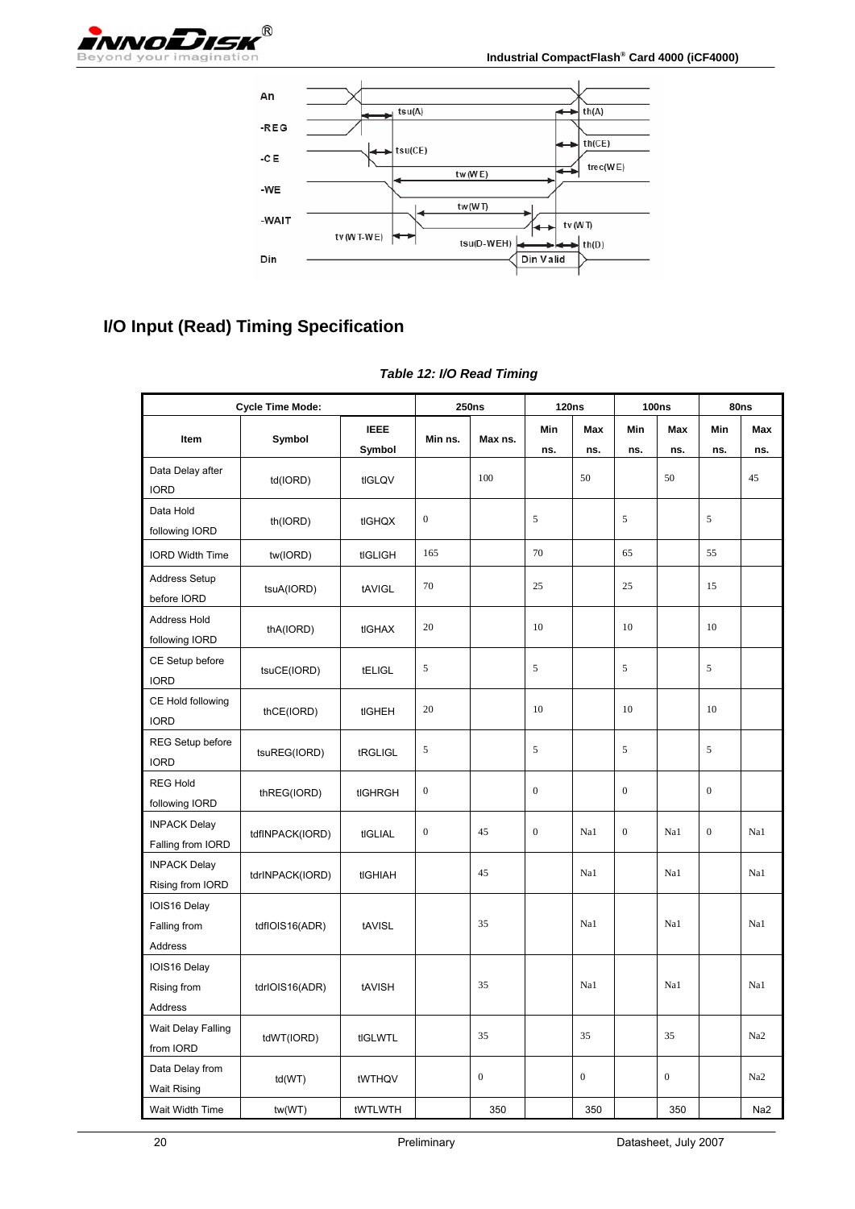## I/O Input (Read) Timing Specification

*Table 12: I/O Read Timing*

| Cycle Time Mode: | | | 250ns | | 120ns | | 100ns | | 80ns | |
|---|---|---|---|---|---|---|---|---|---|---|
| Item | Symbol | IEEE Symbol | Min ns. | Max ns. | Min ns. | Max ns. | Min ns. | Max ns. | Min ns. | Max ns. |
| Data Delay after IORD | td(IORD) | tIGLQV | | 100 | | 50 | | 50 | | 45 |
| Data Hold following IORD | th(IORD) | tIGHQX | 0 | | 5 | | 5 | | 5 | |
| IORD Width Time | tw(IORD) | tIGLIGH | 165 | | 70 | | 65 | | 55 | |
| Address Setup before IORD | tsuA(IORD) | tAVIGL | 70 | | 25 | | 25 | | 15 | |
| Address Hold following IORD | thA(IORD) | tIGHAX | 20 | | 10 | | 10 | | 10 | |
| CE Setup before IORD | tsuCE(IORD) | tELIGL | 5 | | 5 | | 5 | | 5 | |
| CE Hold following IORD | thCE(IORD) | tIGHEH | 20 | | 10 | | 10 | | 10 | |
| REG Setup before IORD | tsuREG(IORD) | tRGLIGL | 5 | | 5 | | 5 | | 5 | |
| REG Hold following IORD | thREG(IORD) | tIGHRGH | 0 | | 0 | | 0 | | 0 | |
| INPACK Delay Falling from IORD | tdfINPACK(IORD) | tIGLIAL | 0 | 45 | 0 | Na1 | 0 | Na1 | 0 | Na1 |
| INPACK Delay Rising from IORD | tdrINPACK(IORD) | tIGHIAH | | 45 | | Na1 | | Na1 | | Na1 |
| IOIS16 Delay Falling from Address | tdfIOIS16(ADR) | tAVISL | | 35 | | Na1 | | Na1 | | Na1 |
| IOIS16 Delay Rising from Address | tdrIOIS16(ADR) | tAVISH | | 35 | | Na1 | | Na1 | | Na1 |
| Wait Delay Falling from IORD | tdWT(IORD) | tIGLWTL | | 35 | | 35 | | 35 | | Na2 |
| Data Delay from Wait Rising | td(WT) | tWTHQV | | 0 | | 0 | | 0 | | Na2 |
| Wait Width Time | tw(WT) | tWTLWTH | | 350 | | 350 | | 350 | | Na2 |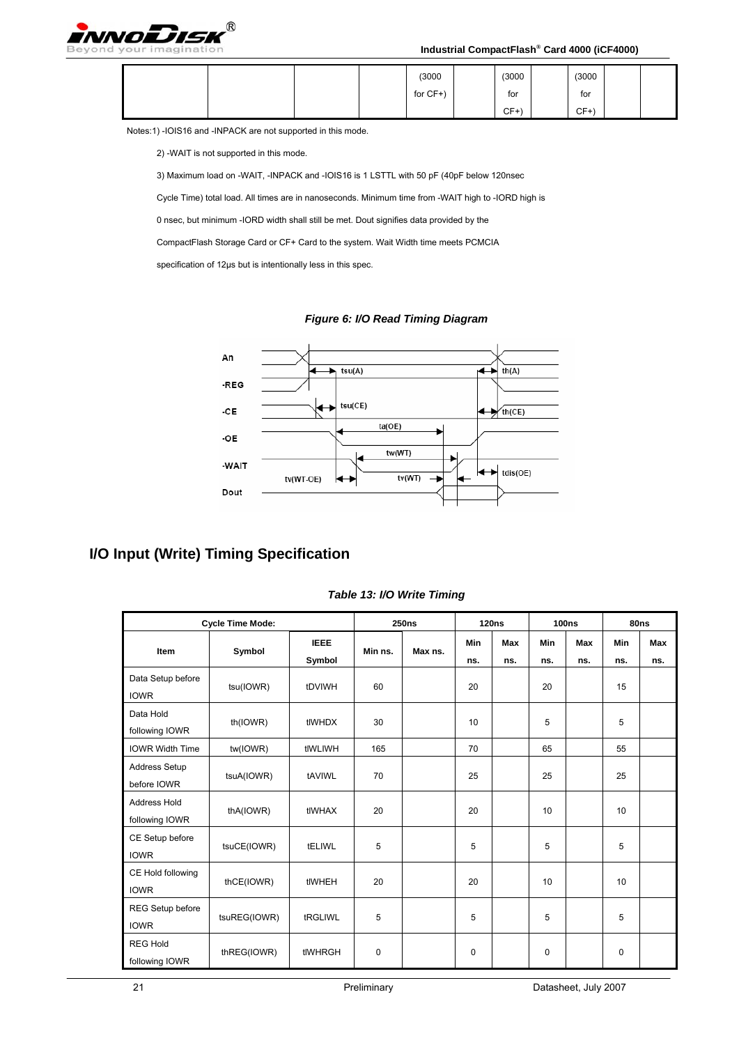| | | | | (3000 for CF+) | | (3000 for CF+) | | (3000 for CF+) | |
|---|---|---|---|---|---|---|---|---|---|

Notes:1) -IOIS16 and -INPACK are not supported in this mode.

2) -WAIT is not supported in this mode.

3) Maximum load on -WAIT, -INPACK and -IOIS16 is 1 LSTTL with 50 pF (40pF below 120nsec Cycle Time) total load. All times are in nanoseconds. Minimum time from -WAIT high to -IORD high is 0 nsec, but minimum -IORD width shall still be met. Dout signifies data provided by the CompactFlash Storage Card or CF+ Card to the system. Wait Width time meets PCMCIA specification of 12µs but is intentionally less in this spec.

***Figure 6: I/O Read Timing Diagram***

## I/O Input (Write) Timing Specification

***Table 13: I/O Write Timing***

| Cycle Time Mode: | | | 250ns | | 120ns | | 100ns | | 80ns | |
|---|---|---|---|---|---|---|---|---|---|---|
| Item | Symbol | IEEE Symbol | Min ns. | Max ns. | Min ns. | Max ns. | Min ns. | Max ns. | Min ns. | Max ns. |
| Data Setup before IOWR | tsu(IOWR) | tDVIWH | 60 | | 20 | | 20 | | 15 | |
| Data Hold following IOWR | th(IOWR) | tIWHDX | 30 | | 10 | | 5 | | 5 | |
| IOWR Width Time | tw(IOWR) | tIWLIWH | 165 | | 70 | | 65 | | 55 | |
| Address Setup before IOWR | tsuA(IOWR) | tAVIWL | 70 | | 25 | | 25 | | 25 | |
| Address Hold following IOWR | thA(IOWR) | tIWHAX | 20 | | 20 | | 10 | | 10 | |
| CE Setup before IOWR | tsuCE(IOWR) | tELIWL | 5 | | 5 | | 5 | | 5 | |
| CE Hold following IOWR | thCE(IOWR) | tIWHEH | 20 | | 20 | | 10 | | 10 | |
| REG Setup before IOWR | tsuREG(IOWR) | tRGLIWL | 5 | | 5 | | 5 | | 5 | |
| REG Hold following IOWR | thREG(IOWR) | tIWHRGH | 0 | | 0 | | 0 | | 0 | |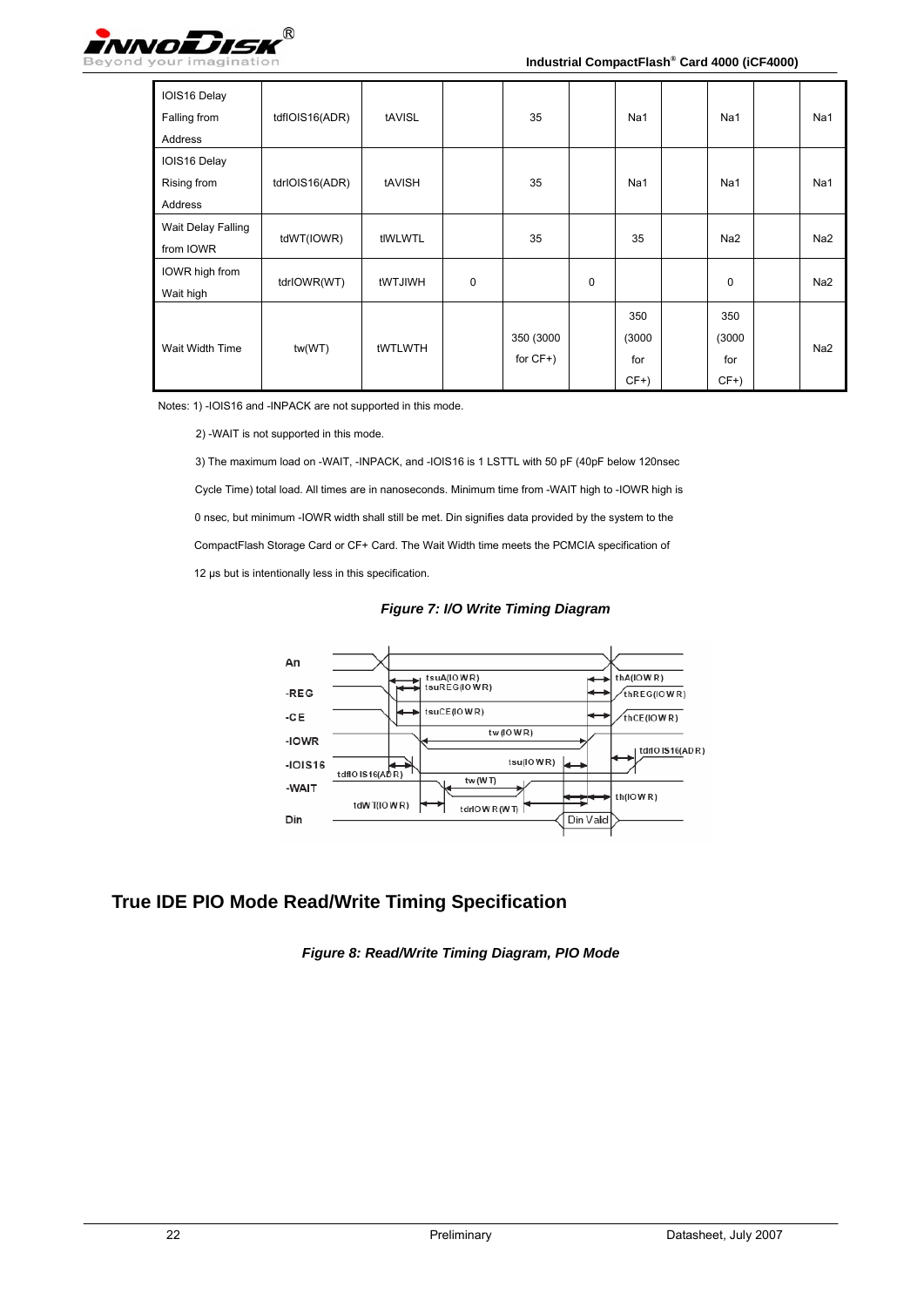| IOIS16 Delay Falling from Address | tdfIOIS16(ADR) | tAVISL | | 35 | | Na1 | | Na1 | | Na1 |
|---|---|---|---|---|---|---|---|---|---|---|
| IOIS16 Delay Rising from Address | tdrIOIS16(ADR) | tAVISH | | 35 | | Na1 | | Na1 | | Na1 |
| Wait Delay Falling from IOWR | tdWT(IOWR) | tIWLWTL | | 35 | | 35 | | Na2 | | Na2 |
| IOWR high from Wait high | tdrIOWR(WT) | tWTJIWH | 0 | | 0 | | | 0 | | Na2 |
| Wait Width Time | tw(WT) | tWTLWTH | | 350 (3000 for CF+) | | 350 (3000 for CF+) | | 350 (3000 for CF+) | | Na2 |

Notes: 1) -IOIS16 and -INPACK are not supported in this mode.

2) -WAIT is not supported in this mode.

3) The maximum load on -WAIT, -INPACK, and -IOIS16 is 1 LSTTL with 50 pF (40pF below 120nsec Cycle Time) total load. All times are in nanoseconds. Minimum time from -WAIT high to -IOWR high is 0 nsec, but minimum -IOWR width shall still be met. Din signifies data provided by the system to the CompactFlash Storage Card or CF+ Card. The Wait Width time meets the PCMCIA specification of 12 µs but is intentionally less in this specification.

*Figure 7: I/O Write Timing Diagram*

## True IDE PIO Mode Read/Write Timing Specification

*Figure 8: Read/Write Timing Diagram, PIO Mode*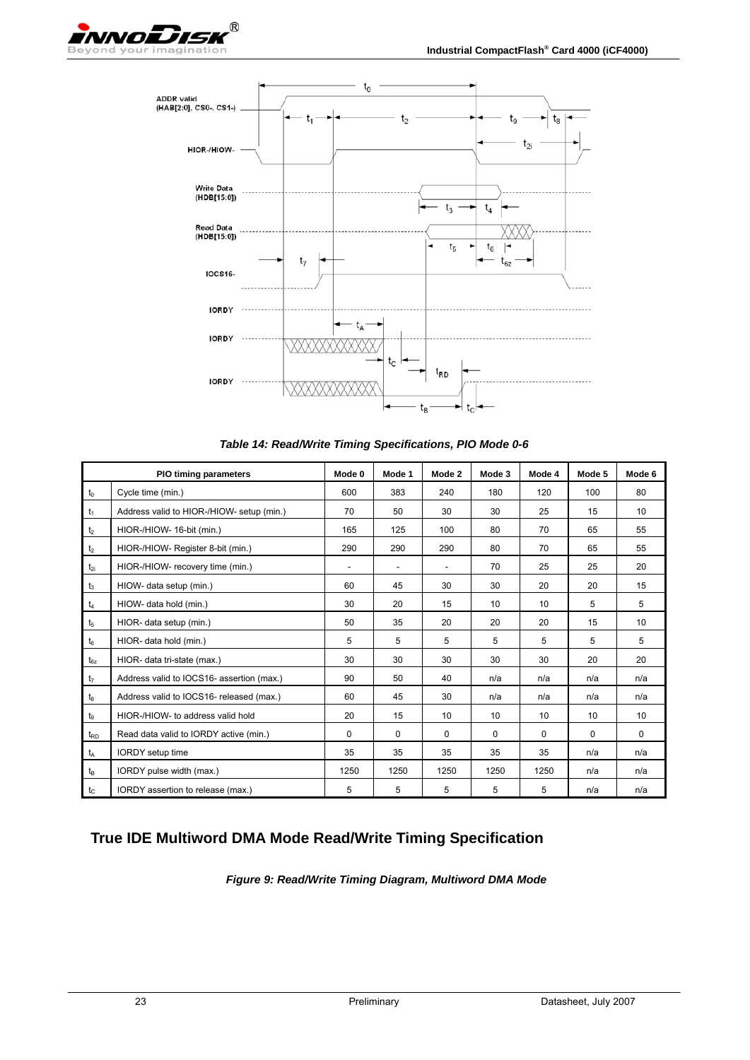*Table 14: Read/Write Timing Specifications, PIO Mode 0-6*

| | PIO timing parameters | Mode 0 | Mode 1 | Mode 2 | Mode 3 | Mode 4 | Mode 5 | Mode 6 |
|---|---|---|---|---|---|---|---|---|
| $t_0$ | Cycle time (min.) | 600 | 383 | 240 | 180 | 120 | 100 | 80 |
| $t_1$ | Address valid to HIOR-/HIOW- setup (min.) | 70 | 50 | 30 | 30 | 25 | 15 | 10 |
| $t_2$ | HIOR-/HIOW- 16-bit (min.) | 165 | 125 | 100 | 80 | 70 | 65 | 55 |
| $t_2$ | HIOR-/HIOW- Register 8-bit (min.) | 290 | 290 | 290 | 80 | 70 | 65 | 55 |
| $t_{2i}$ | HIOR-/HIOW- recovery time (min.) | - | - | - | 70 | 25 | 25 | 20 |
| $t_3$ | HIOW- data setup (min.) | 60 | 45 | 30 | 30 | 20 | 20 | 15 |
| $t_4$ | HIOW- data hold (min.) | 30 | 20 | 15 | 10 | 10 | 5 | 5 |
| $t_5$ | HIOR- data setup (min.) | 50 | 35 | 20 | 20 | 20 | 15 | 10 |
| $t_6$ | HIOR- data hold (min.) | 5 | 5 | 5 | 5 | 5 | 5 | 5 |
| $t_{6z}$ | HIOR- data tri-state (max.) | 30 | 30 | 30 | 30 | 30 | 20 | 20 |
| $t_7$ | Address valid to IOCS16- assertion (max.) | 90 | 50 | 40 | n/a | n/a | n/a | n/a |
| $t_8$ | Address valid to IOCS16- released (max.) | 60 | 45 | 30 | n/a | n/a | n/a | n/a |
| $t_9$ | HIOR-/HIOW- to address valid hold | 20 | 15 | 10 | 10 | 10 | 10 | 10 |
| $t_{RD}$ | Read data valid to IORDY active (min.) | 0 | 0 | 0 | 0 | 0 | 0 | 0 |
| $t_A$ | IORDY setup time | 35 | 35 | 35 | 35 | 35 | n/a | n/a |
| $t_B$ | IORDY pulse width (max.) | 1250 | 1250 | 1250 | 1250 | 1250 | n/a | n/a |
| $t_C$ | IORDY assertion to release (max.) | 5 | 5 | 5 | 5 | 5 | n/a | n/a |

## True IDE Multiword DMA Mode Read/Write Timing Specification

*Figure 9: Read/Write Timing Diagram, Multiword DMA Mode*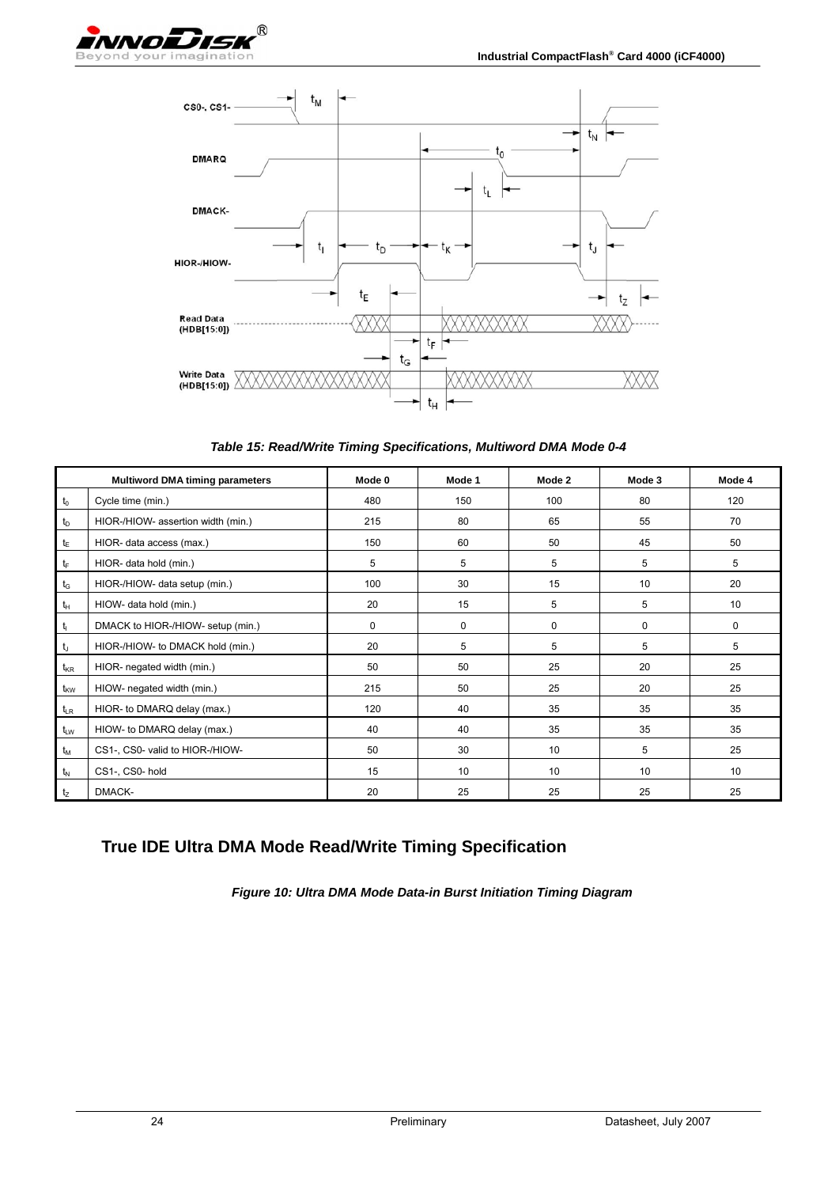*Table 15: Read/Write Timing Specifications, Multiword DMA Mode 0-4*

| Multiword DMA timing parameters | | Mode 0 | Mode 1 | Mode 2 | Mode 3 | Mode 4 |
|---|---|---|---|---|---|---|
| $t_0$ | Cycle time (min.) | 480 | 150 | 100 | 80 | 120 |
| $t_D$ | HIOR-/HIOW- assertion width (min.) | 215 | 80 | 65 | 55 | 70 |
| $t_E$ | HIOR- data access (max.) | 150 | 60 | 50 | 45 | 50 |
| $t_F$ | HIOR- data hold (min.) | 5 | 5 | 5 | 5 | 5 |
| $t_G$ | HIOR-/HIOW- data setup (min.) | 100 | 30 | 15 | 10 | 20 |
| $t_H$ | HIOW- data hold (min.) | 20 | 15 | 5 | 5 | 10 |
| $t_I$ | DMACK to HIOR-/HIOW- setup (min.) | 0 | 0 | 0 | 0 | 0 |
| $t_J$ | HIOR-/HIOW- to DMACK hold (min.) | 20 | 5 | 5 | 5 | 5 |
| $t_{KR}$ | HIOR- negated width (min.) | 50 | 50 | 25 | 20 | 25 |
| $t_{KW}$ | HIOW- negated width (min.) | 215 | 50 | 25 | 20 | 25 |
| $t_{LR}$ | HIOR- to DMARQ delay (max.) | 120 | 40 | 35 | 35 | 35 |
| $t_{LW}$ | HIOW- to DMARQ delay (max.) | 40 | 40 | 35 | 35 | 35 |
| $t_M$ | CS1-, CS0- valid to HIOR-/HIOW- | 50 | 30 | 10 | 5 | 25 |
| $t_N$ | CS1-, CS0- hold | 15 | 10 | 10 | 10 | 10 |
| $t_Z$ | DMACK- | 20 | 25 | 25 | 25 | 25 |

## True IDE Ultra DMA Mode Read/Write Timing Specification

*Figure 10: Ultra DMA Mode Data-in Burst Initiation Timing Diagram*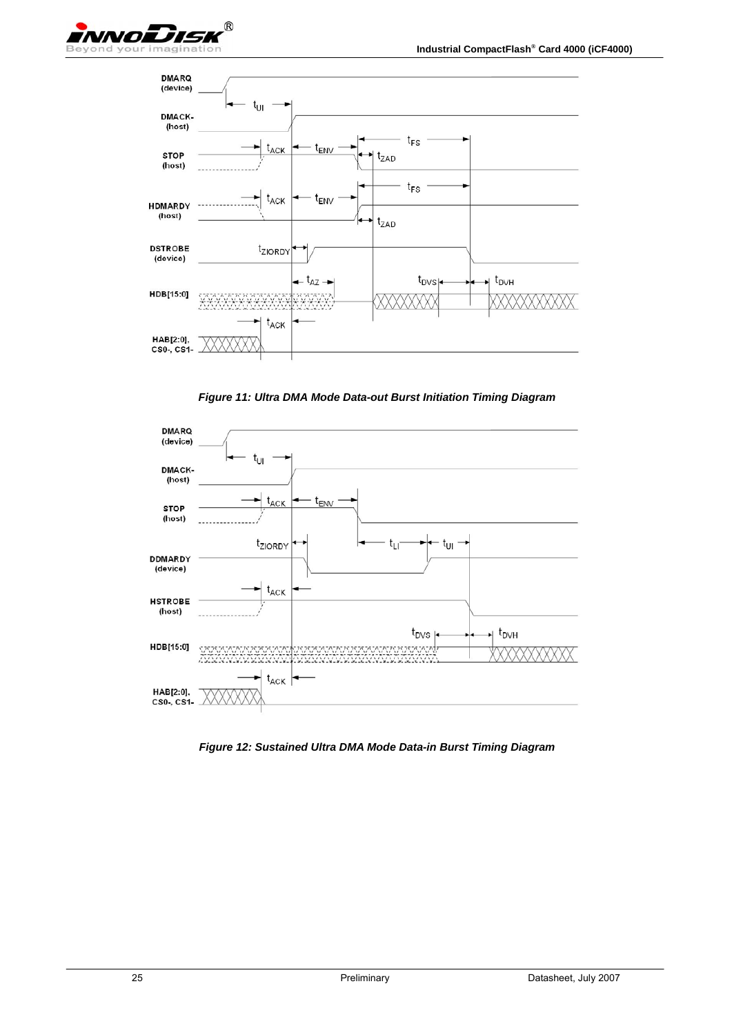*Figure 11: Ultra DMA Mode Data-out Burst Initiation Timing Diagram*

*Figure 12: Sustained Ultra DMA Mode Data-in Burst Timing Diagram*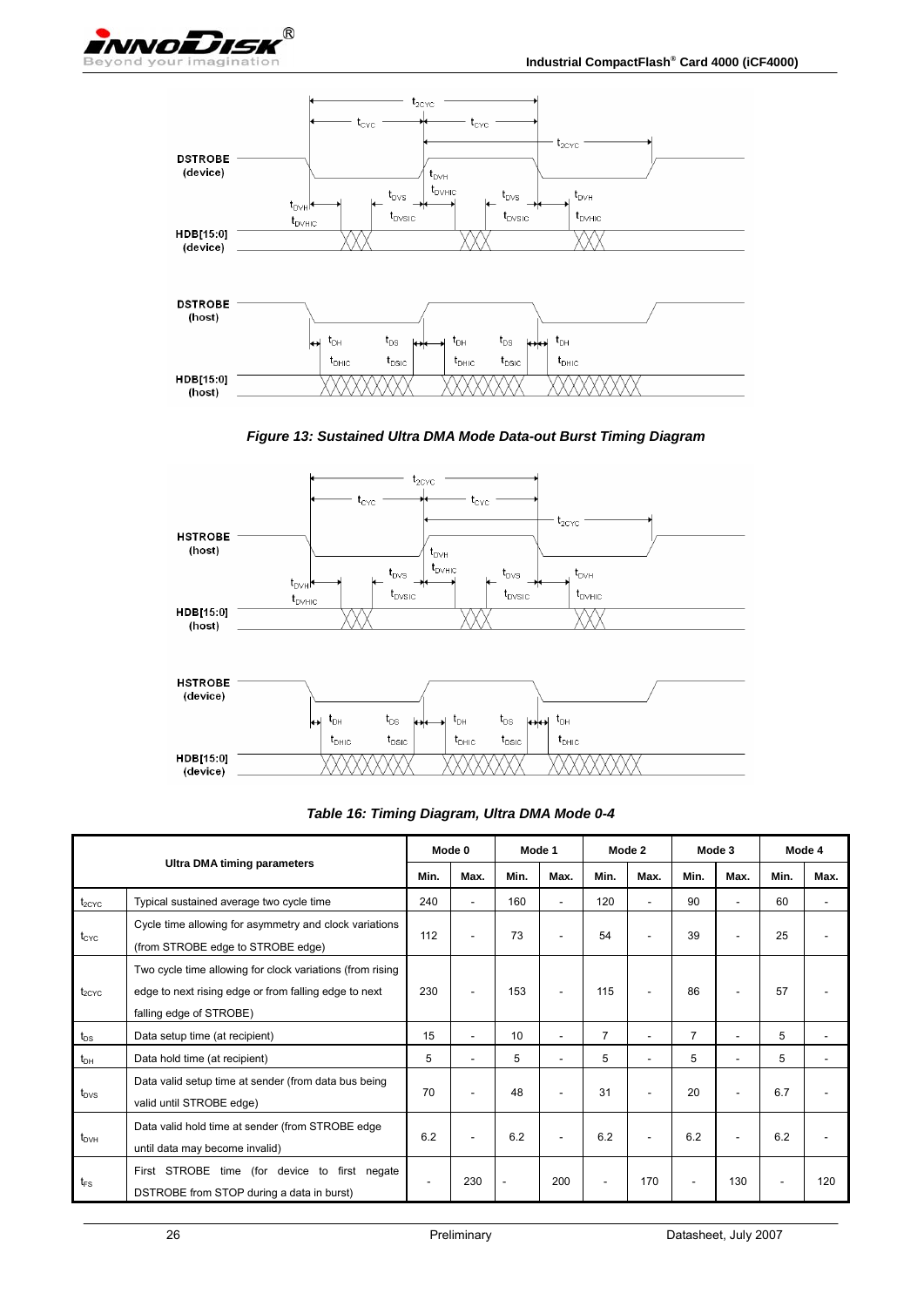*Figure 13: Sustained Ultra DMA Mode Data-out Burst Timing Diagram*

*Table 16: Timing Diagram, Ultra DMA Mode 0-4*

| Ultra DMA timing parameters | | Mode 0 | | Mode 1 | | Mode 2 | | Mode 3 | | Mode 4 | |
|---|---|---|---|---|---|---|---|---|---|---|---|
| | | Min. | Max. | Min. | Max. | Min. | Max. | Min. | Max. | Min. | Max. |
| $t_{2CYC}$ | Typical sustained average two cycle time | 240 | - | 160 | - | 120 | - | 90 | - | 60 | - |
| $t_{CYC}$ | Cycle time allowing for asymmetry and clock variations (from STROBE edge to STROBE edge) | 112 | - | 73 | - | 54 | - | 39 | - | 25 | - |
| $t_{2CYC}$ | Two cycle time allowing for clock variations (from rising edge to next rising edge or from falling edge to next falling edge of STROBE) | 230 | - | 153 | - | 115 | - | 86 | - | 57 | - |
| $t_{DS}$ | Data setup time (at recipient) | 15 | - | 10 | - | 7 | - | 7 | - | 5 | - |
| $t_{DH}$ | Data hold time (at recipient) | 5 | - | 5 | - | 5 | - | 5 | - | 5 | - |
| $t_{DVS}$ | Data valid setup time at sender (from data bus being valid until STROBE edge) | 70 | - | 48 | - | 31 | - | 20 | - | 6.7 | - |
| $t_{DVH}$ | Data valid hold time at sender (from STROBE edge until data may become invalid) | 6.2 | - | 6.2 | - | 6.2 | - | 6.2 | - | 6.2 | - |
| $t_{FS}$ | First STROBE time (for device to first negate DSTROBE from STOP during a data in burst) | - | 230 | - | 200 | - | 170 | - | 130 | - | 120 |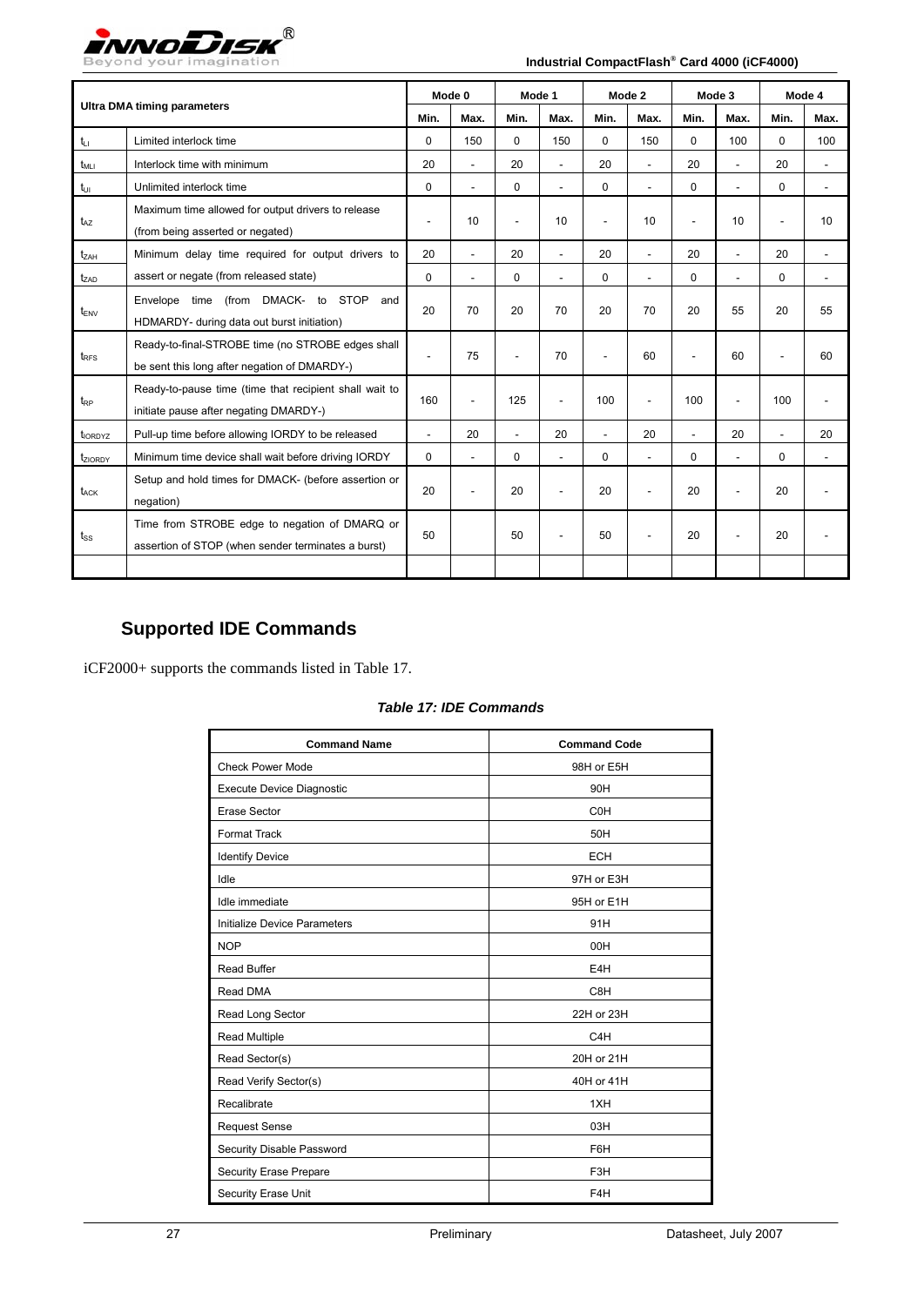| Ultra DMA timing parameters | | Mode 0 | | Mode 1 | | Mode 2 | | Mode 3 | | Mode 4 | |
|---|---|---|---|---|---|---|---|---|---|---|---|
| | | Min. | Max. | Min. | Max. | Min. | Max. | Min. | Max. | Min. | Max. |
| $t_{LI}$ | Limited interlock time | 0 | 150 | 0 | 150 | 0 | 150 | 0 | 100 | 0 | 100 |
| $t_{MLI}$ | Interlock time with minimum | 20 | - | 20 | - | 20 | - | 20 | - | 20 | - |
| $t_{UI}$ | Unlimited interlock time | 0 | - | 0 | - | 0 | - | 0 | - | 0 | - |
| $t_{AZ}$ | Maximum time allowed for output drivers to release (from being asserted or negated) | - | 10 | - | 10 | - | 10 | - | 10 | - | 10 |
| $t_{ZAH}$ | Minimum delay time required for output drivers to assert or negate (from released state) | 20 | - | 20 | - | 20 | - | 20 | - | 20 | - |
| $t_{ZAD}$ | | 0 | - | 0 | - | 0 | - | 0 | - | 0 | - |
| $t_{ENV}$ | Envelope time (from DMACK- to STOP and HDMARDY- during data out burst initiation) | 20 | 70 | 20 | 70 | 20 | 70 | 20 | 55 | 20 | 55 |
| $t_{RFS}$ | Ready-to-final-STROBE time (no STROBE edges shall be sent this long after negation of DMARDY-) | - | 75 | - | 70 | - | 60 | - | 60 | - | 60 |
| $t_{RP}$ | Ready-to-pause time (time that recipient shall wait to initiate pause after negating DMARDY-) | 160 | - | 125 | - | 100 | - | 100 | - | 100 | - |
| $t_{IORDYZ}$ | Pull-up time before allowing IORDY to be released | - | 20 | - | 20 | - | 20 | - | 20 | - | 20 |
| $t_{ZIORDY}$ | Minimum time device shall wait before driving IORDY | 0 | - | 0 | - | 0 | - | 0 | - | 0 | - |
| $t_{ACK}$ | Setup and hold times for DMACK- (before assertion or negation) | 20 | - | 20 | - | 20 | - | 20 | - | 20 | - |
| $t_{SS}$ | Time from STROBE edge to negation of DMARQ or assertion of STOP (when sender terminates a burst) | 50 | | 50 | - | 50 | - | 20 | - | 20 | - |
| | | | | | | | | | | | |

## Supported IDE Commands

iCF2000+ supports the commands listed in Table 17.

***Table 17: IDE Commands***

| Command Name | Command Code |
|---|---|
| Check Power Mode | 98H or E5H |
| Execute Device Diagnostic | 90H |
| Erase Sector | C0H |
| Format Track | 50H |
| Identify Device | ECH |
| Idle | 97H or E3H |
| Idle immediate | 95H or E1H |
| Initialize Device Parameters | 91H |
| NOP | 00H |
| Read Buffer | E4H |
| Read DMA | C8H |
| Read Long Sector | 22H or 23H |
| Read Multiple | C4H |
| Read Sector(s) | 20H or 21H |
| Read Verify Sector(s) | 40H or 41H |
| Recalibrate | 1XH |
| Request Sense | 03H |
| Security Disable Password | F6H |
| Security Erase Prepare | F3H |
| Security Erase Unit | F4H |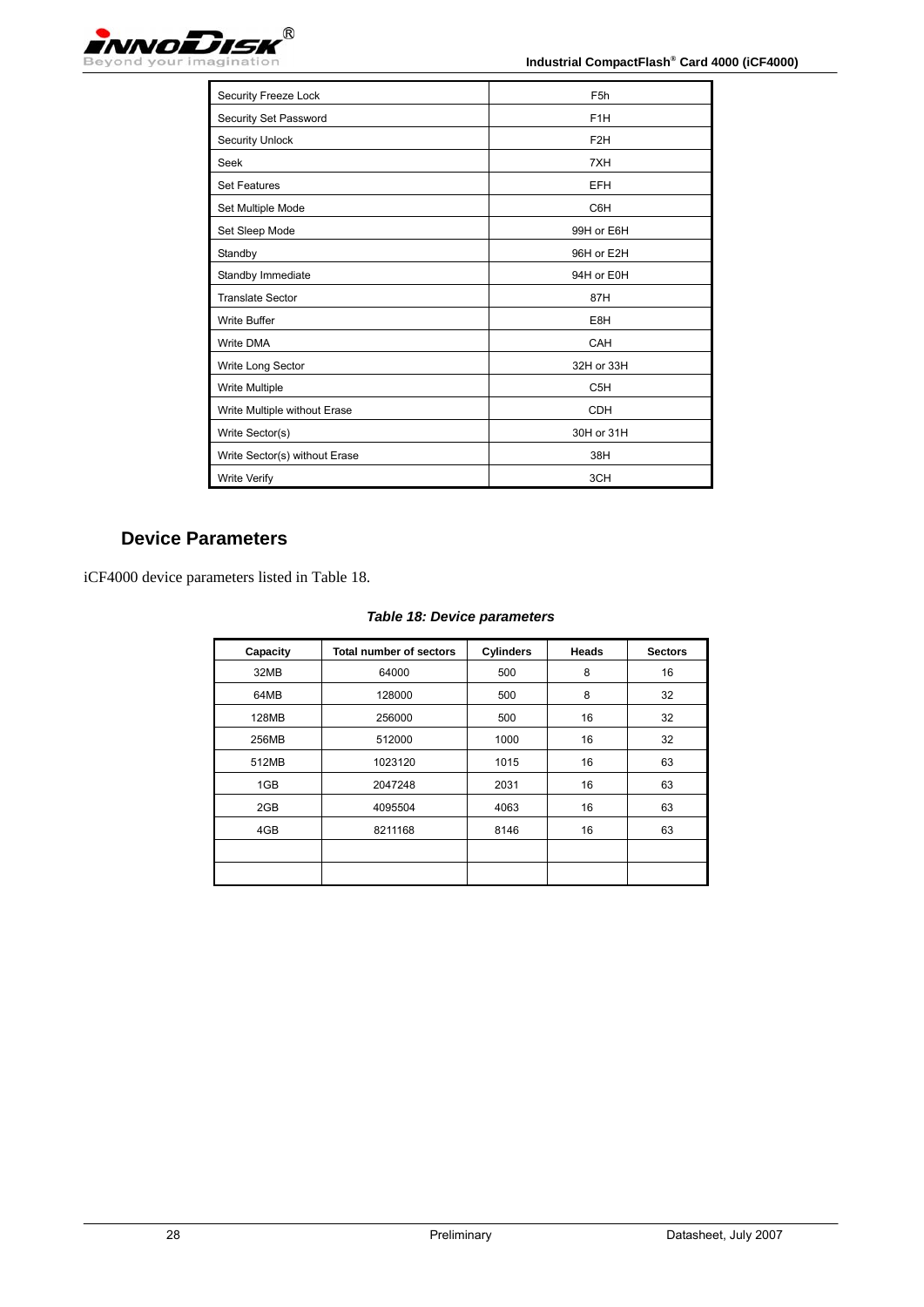| | |
|---|---|
| Security Freeze Lock | F5h |
| Security Set Password | F1H |
| Security Unlock | F2H |
| Seek | 7XH |
| Set Features | EFH |
| Set Multiple Mode | C6H |
| Set Sleep Mode | 99H or E6H |
| Standby | 96H or E2H |
| Standby Immediate | 94H or E0H |
| Translate Sector | 87H |
| Write Buffer | E8H |
| Write DMA | CAH |
| Write Long Sector | 32H or 33H |
| Write Multiple | C5H |
| Write Multiple without Erase | CDH |
| Write Sector(s) | 30H or 31H |
| Write Sector(s) without Erase | 38H |
| Write Verify | 3CH |

## Device Parameters

iCF4000 device parameters listed in Table 18.

***Table 18: Device parameters***

| Capacity | Total number of sectors | Cylinders | Heads | Sectors |
|---|---|---|---|---|
| 32MB | 64000 | 500 | 8 | 16 |
| 64MB | 128000 | 500 | 8 | 32 |
| 128MB | 256000 | 500 | 16 | 32 |
| 256MB | 512000 | 1000 | 16 | 32 |
| 512MB | 1023120 | 1015 | 16 | 63 |
| 1GB | 2047248 | 2031 | 16 | 63 |
| 2GB | 4095504 | 4063 | 16 | 63 |
| 4GB | 8211168 | 8146 | 16 | 63 |
| | | | | |
| | | | | |